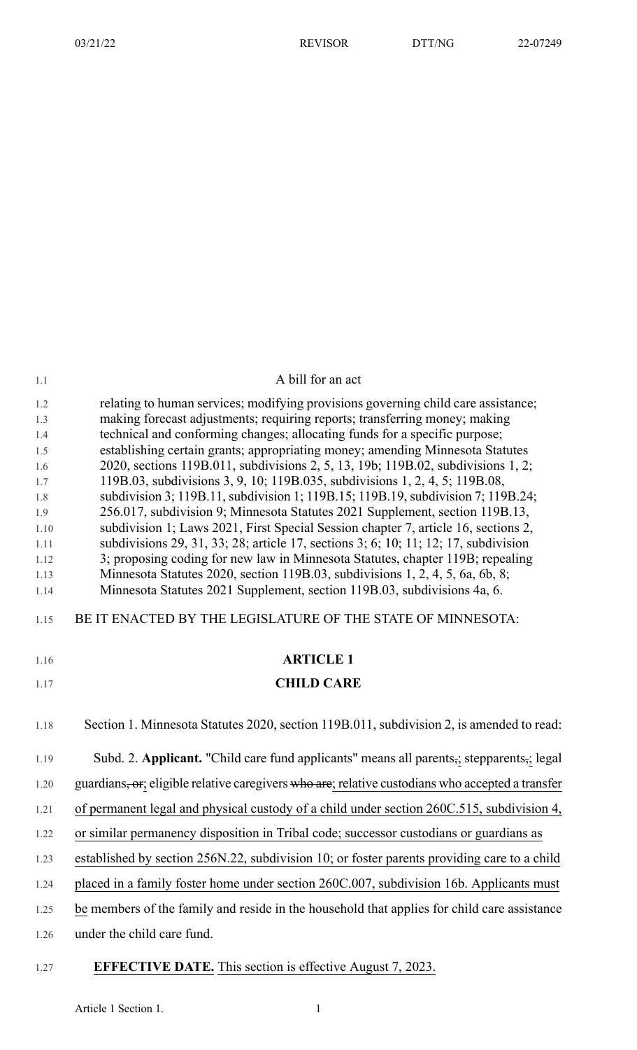A bill for an act

relating to human services; modifying provisions governing child care assistance; making forecast adjustments; requiring reports; transferring money; making technical and conforming changes; allocating funds for a specific purpose; establishing certain grants; appropriating money; amending Minnesota Statutes 2020, sections 119B.011, subdivisions 2, 5, 13, 19b; 119B.02, subdivisions 1, 2; 119B.03, subdivisions 3, 9, 10; 119B.035, subdivisions 1, 2, 4, 5; 119B.08, subdivision 3; 119B.11, subdivision 1; 119B.15; 119B.19, subdivision 7; 119B.24; 256.017, subdivision 9; Minnesota Statutes 2021 Supplement, section 119B.13, subdivision 1; Laws 2021, First Special Session chapter 7, article 16, sections 2, subdivisions 29, 31, 33; 28; article 17, sections 3; 6; 10; 11; 12; 17, subdivision 3; proposing coding for new law in Minnesota Statutes, chapter 119B; repealing Minnesota Statutes 2020, section 119B.03, subdivisions 1, 2, 4, 5, 6a, 6b, 8; Minnesota Statutes 2021 Supplement, section 119B.03, subdivisions 4a, 6.

BE IT ENACTED BY THE LEGISLATURE OF THE STATE OF MINNESOTA:

## ARTICLE 1

## CHILD CARE

Section 1. Minnesota Statutes 2020, section 119B.011, subdivision 2, is amended to read:

Subd. 2. **Applicant.** "Child care fund applicants" means all parents~~,~~; stepparents~~,~~; legal guardians~~, or~~; eligible relative caregivers ~~who are~~; relative custodians who accepted a transfer of permanent legal and physical custody of a child under section 260C.515, subdivision 4, or similar permanency disposition in Tribal code; successor custodians or guardians as established by section 256N.22, subdivision 10; or foster parents providing care to a child placed in a family foster home under section 260C.007, subdivision 16b. Applicants must be members of the family and reside in the household that applies for child care assistance under the child care fund.

**EFFECTIVE DATE.** This section is effective August 7, 2023.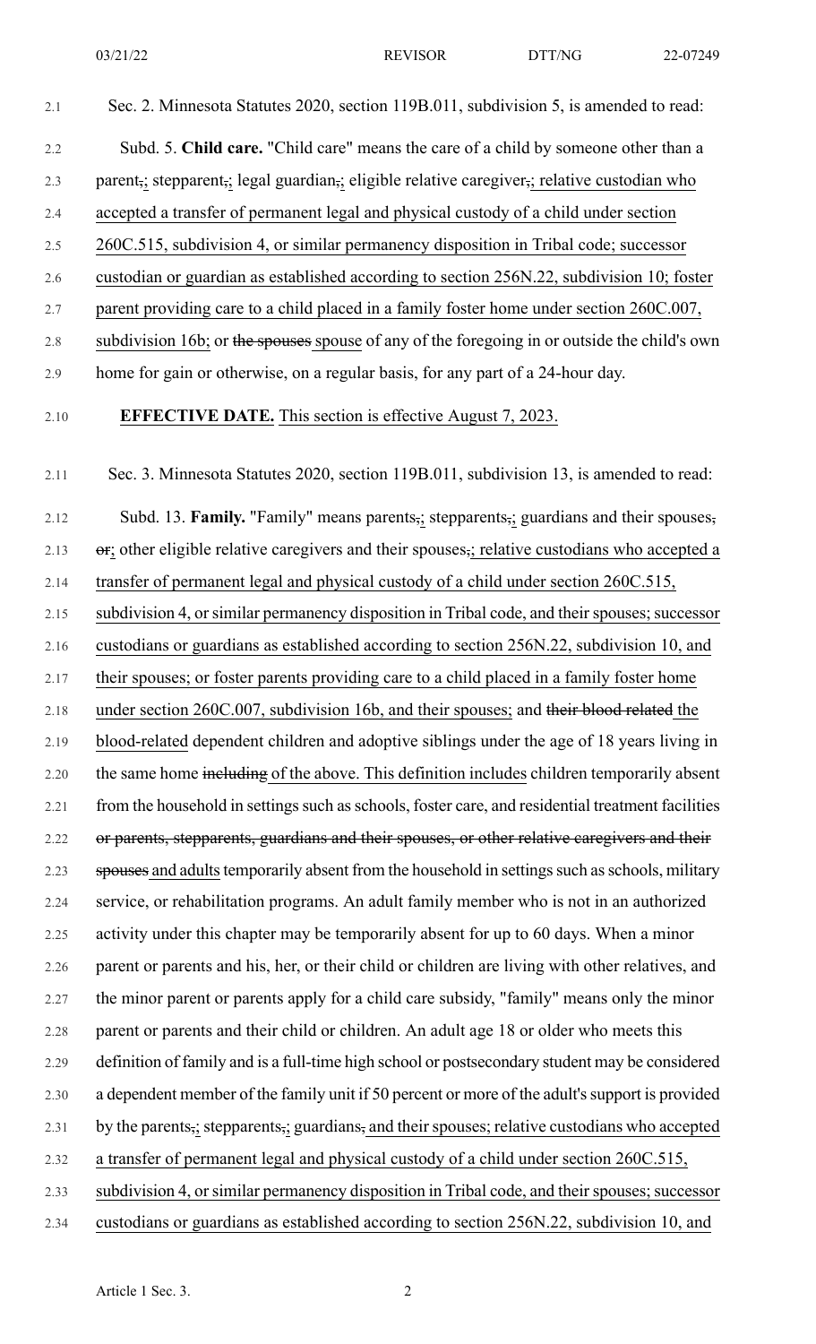Sec. 2. Minnesota Statutes 2020, section 119B.011, subdivision 5, is amended to read:

Subd. 5. **Child care.** "Child care" means the care of a child by someone other than a parent,; stepparent,; legal guardian,; eligible relative caregiver,; relative custodian who accepted a transfer of permanent legal and physical custody of a child under section 260C.515, subdivision 4, or similar permanency disposition in Tribal code; successor custodian or guardian as established according to section 256N.22, subdivision 10; foster parent providing care to a child placed in a family foster home under section 260C.007, subdivision 16b; or ~~the spouses~~ spouse of any of the foregoing in or outside the child's own home for gain or otherwise, on a regular basis, for any part of a 24-hour day.

**EFFECTIVE DATE.** This section is effective August 7, 2023.

Sec. 3. Minnesota Statutes 2020, section 119B.011, subdivision 13, is amended to read:

Subd. 13. **Family.** "Family" means parents,; stepparents,; guardians and their spouses, ~~or~~; other eligible relative caregivers and their spouses,; relative custodians who accepted a transfer of permanent legal and physical custody of a child under section 260C.515, subdivision 4, or similar permanency disposition in Tribal code, and their spouses; successor custodians or guardians as established according to section 256N.22, subdivision 10, and their spouses; or foster parents providing care to a child placed in a family foster home under section 260C.007, subdivision 16b, and their spouses; and ~~their blood related~~ the blood-related dependent children and adoptive siblings under the age of 18 years living in the same home ~~including~~ of the above. This definition includes children temporarily absent from the household in settings such as schools, foster care, and residential treatment facilities ~~or parents, stepparents, guardians and their spouses, or other relative caregivers and their spouses~~ and adults temporarily absent from the household in settings such as schools, military service, or rehabilitation programs. An adult family member who is not in an authorized activity under this chapter may be temporarily absent for up to 60 days. When a minor parent or parents and his, her, or their child or children are living with other relatives, and the minor parent or parents apply for a child care subsidy, "family" means only the minor parent or parents and their child or children. An adult age 18 or older who meets this definition of family and is a full-time high school or postsecondary student may be considered a dependent member of the family unit if 50 percent or more of the adult's support is provided by the parents,; stepparents,; guardians, and their spouses; relative custodians who accepted a transfer of permanent legal and physical custody of a child under section 260C.515, subdivision 4, or similar permanency disposition in Tribal code, and their spouses; successor custodians or guardians as established according to section 256N.22, subdivision 10, and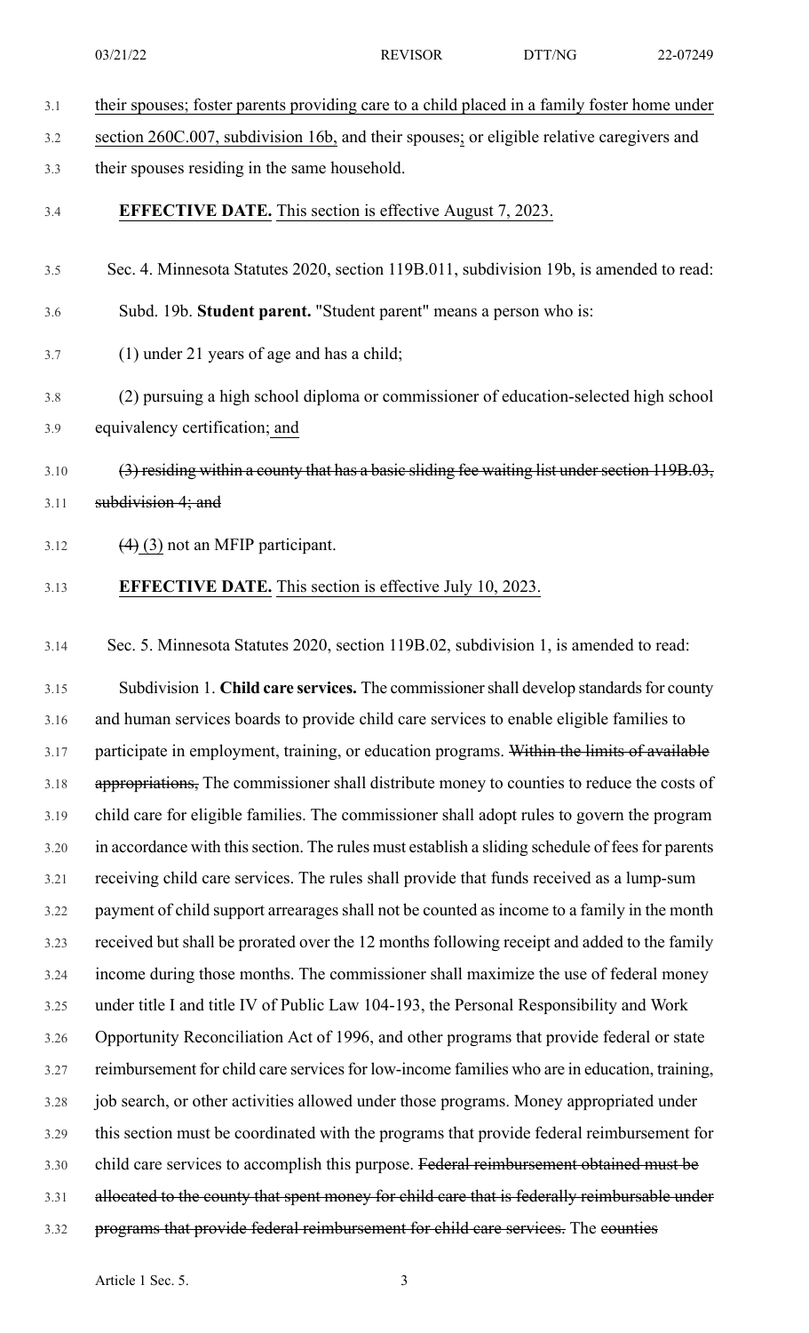their spouses; foster parents providing care to a child placed in a family foster home under section 260C.007, subdivision 16b, and their spouses; or eligible relative caregivers and their spouses residing in the same household.

**EFFECTIVE DATE.** This section is effective August 7, 2023.

Sec. 4. Minnesota Statutes 2020, section 119B.011, subdivision 19b, is amended to read:

Subd. 19b. **Student parent.** "Student parent" means a person who is:

(1) under 21 years of age and has a child;

(2) pursuing a high school diploma or commissioner of education-selected high school equivalency certification; and

~~(3) residing within a county that has a basic sliding fee waiting list under section 119B.03, subdivision 4; and~~

~~(4)~~ (3) not an MFIP participant.

**EFFECTIVE DATE.** This section is effective July 10, 2023.

Sec. 5. Minnesota Statutes 2020, section 119B.02, subdivision 1, is amended to read:

Subdivision 1. **Child care services.** The commissioner shall develop standards for county and human services boards to provide child care services to enable eligible families to participate in employment, training, or education programs. ~~Within the limits of available appropriations,~~ The commissioner shall distribute money to counties to reduce the costs of child care for eligible families. The commissioner shall adopt rules to govern the program in accordance with this section. The rules must establish a sliding schedule of fees for parents receiving child care services. The rules shall provide that funds received as a lump-sum payment of child support arrearages shall not be counted as income to a family in the month received but shall be prorated over the 12 months following receipt and added to the family income during those months. The commissioner shall maximize the use of federal money under title I and title IV of Public Law 104-193, the Personal Responsibility and Work Opportunity Reconciliation Act of 1996, and other programs that provide federal or state reimbursement for child care services for low-income families who are in education, training, job search, or other activities allowed under those programs. Money appropriated under this section must be coordinated with the programs that provide federal reimbursement for child care services to accomplish this purpose. ~~Federal reimbursement obtained must be allocated to the county that spent money for child care that is federally reimbursable under programs that provide federal reimbursement for child care services.~~ The ~~counties~~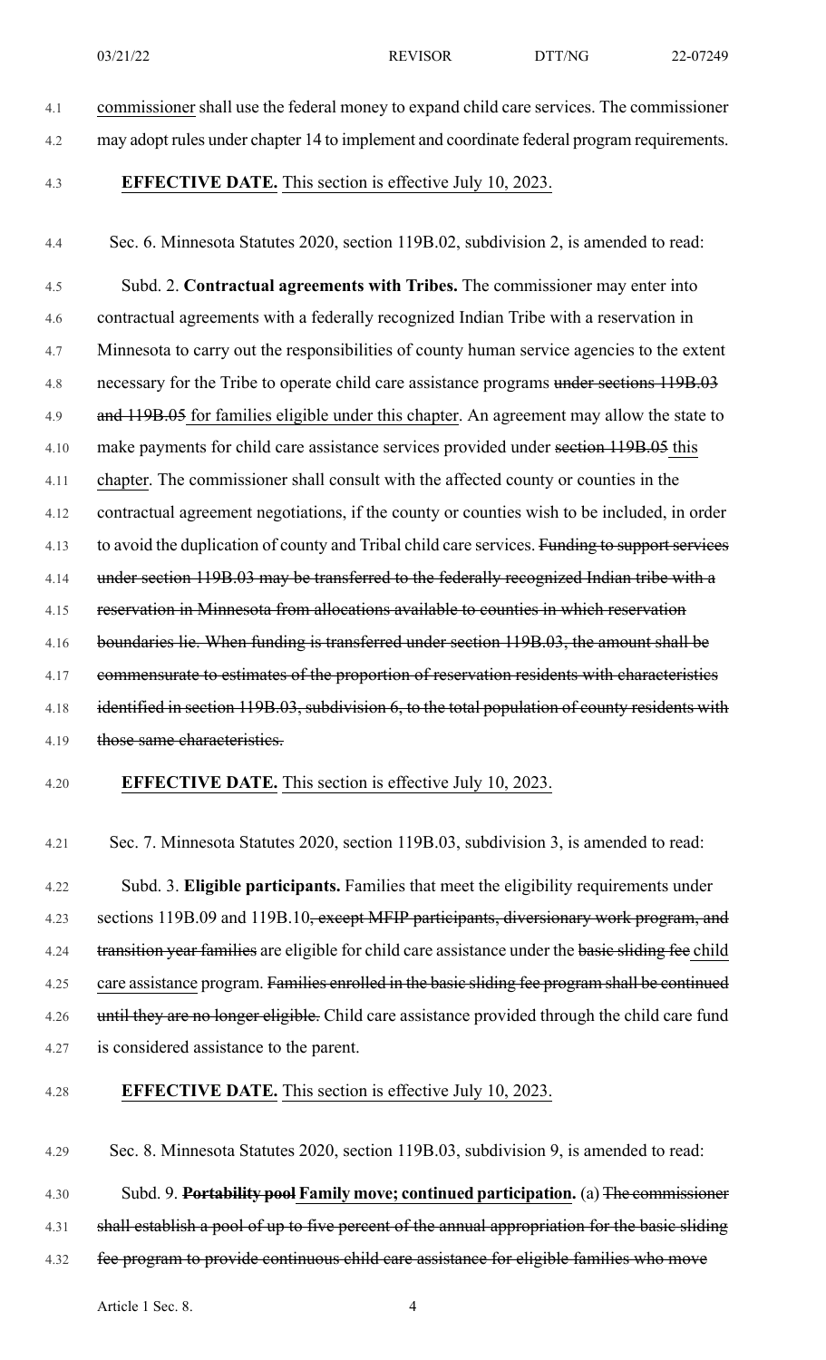commissioner shall use the federal money to expand child care services. The commissioner may adopt rules under chapter 14 to implement and coordinate federal program requirements.

**EFFECTIVE DATE.** This section is effective July 10, 2023.

Sec. 6. Minnesota Statutes 2020, section 119B.02, subdivision 2, is amended to read:

Subd. 2. **Contractual agreements with Tribes.** The commissioner may enter into contractual agreements with a federally recognized Indian Tribe with a reservation in Minnesota to carry out the responsibilities of county human service agencies to the extent necessary for the Tribe to operate child care assistance programs ~~under sections 119B.03 and 119B.05~~ for families eligible under this chapter. An agreement may allow the state to make payments for child care assistance services provided under ~~section 119B.05~~ this chapter. The commissioner shall consult with the affected county or counties in the contractual agreement negotiations, if the county or counties wish to be included, in order to avoid the duplication of county and Tribal child care services. ~~Funding to support services under section 119B.03 may be transferred to the federally recognized Indian tribe with a reservation in Minnesota from allocations available to counties in which reservation boundaries lie. When funding is transferred under section 119B.03, the amount shall be commensurate to estimates of the proportion of reservation residents with characteristics identified in section 119B.03, subdivision 6, to the total population of county residents with those same characteristics.~~

**EFFECTIVE DATE.** This section is effective July 10, 2023.

Sec. 7. Minnesota Statutes 2020, section 119B.03, subdivision 3, is amended to read:

Subd. 3. **Eligible participants.** Families that meet the eligibility requirements under sections 119B.09 and 119B.10~~, except MFIP participants, diversionary work program, and transition year families~~ are eligible for child care assistance under the ~~basic sliding fee~~ child care assistance program. ~~Families enrolled in the basic sliding fee program shall be continued until they are no longer eligible.~~ Child care assistance provided through the child care fund is considered assistance to the parent.

**EFFECTIVE DATE.** This section is effective July 10, 2023.

Sec. 8. Minnesota Statutes 2020, section 119B.03, subdivision 9, is amended to read:

Subd. 9. ~~**Portability pool**~~ **Family move; continued participation.** (a) ~~The commissioner shall establish a pool of up to five percent of the annual appropriation for the basic sliding fee program to provide continuous child care assistance for eligible families who move~~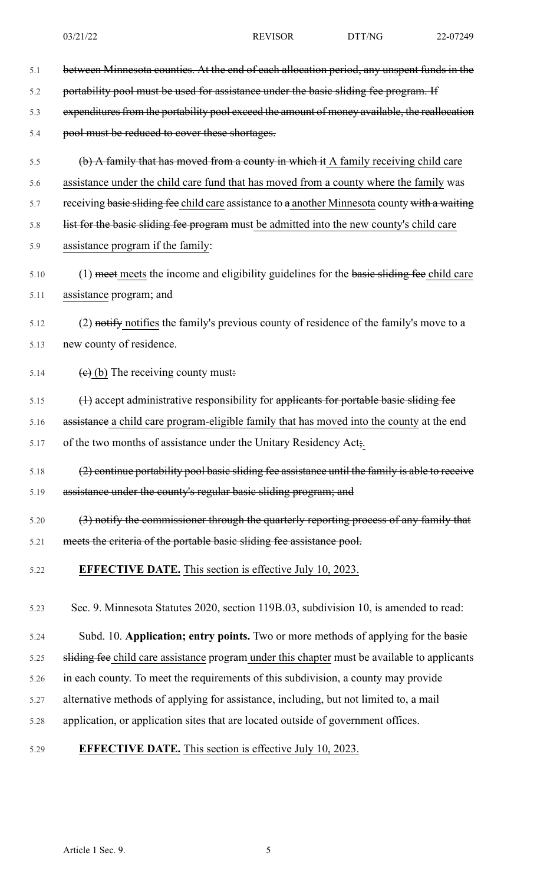~~between Minnesota counties. At the end of each allocation period, any unspent funds in the portability pool must be used for assistance under the basic sliding fee program. If expenditures from the portability pool exceed the amount of money available, the reallocation pool must be reduced to cover these shortages.~~

~~(b) A family that has moved from a county in which it~~ A family receiving child care assistance under the child care fund that has moved from a county where the family was receiving ~~basic sliding fee~~ child care assistance to ~~a~~ another Minnesota county ~~with a waiting list for the basic sliding fee program~~ must be admitted into the new county's child care assistance program if the family:

(1) ~~meet~~ meets the income and eligibility guidelines for the ~~basic sliding fee~~ child care assistance program; and

(2) ~~notify~~ notifies the family's previous county of residence of the family's move to a new county of residence.

~~(c)~~ (b) The receiving county must~~:~~

~~(1)~~ accept administrative responsibility for ~~applicants for portable basic sliding fee assistance~~ a child care program-eligible family that has moved into the county at the end of the two months of assistance under the Unitary Residency Act~~;~~.

~~(2) continue portability pool basic sliding fee assistance until the family is able to receive assistance under the county's regular basic sliding program; and~~

~~(3) notify the commissioner through the quarterly reporting process of any family that meets the criteria of the portable basic sliding fee assistance pool.~~

**EFFECTIVE DATE.** This section is effective July 10, 2023.

Sec. 9. Minnesota Statutes 2020, section 119B.03, subdivision 10, is amended to read:

Subd. 10. **Application; entry points.** Two or more methods of applying for the ~~basic sliding fee~~ child care assistance program under this chapter must be available to applicants in each county. To meet the requirements of this subdivision, a county may provide alternative methods of applying for assistance, including, but not limited to, a mail application, or application sites that are located outside of government offices.

**EFFECTIVE DATE.** This section is effective July 10, 2023.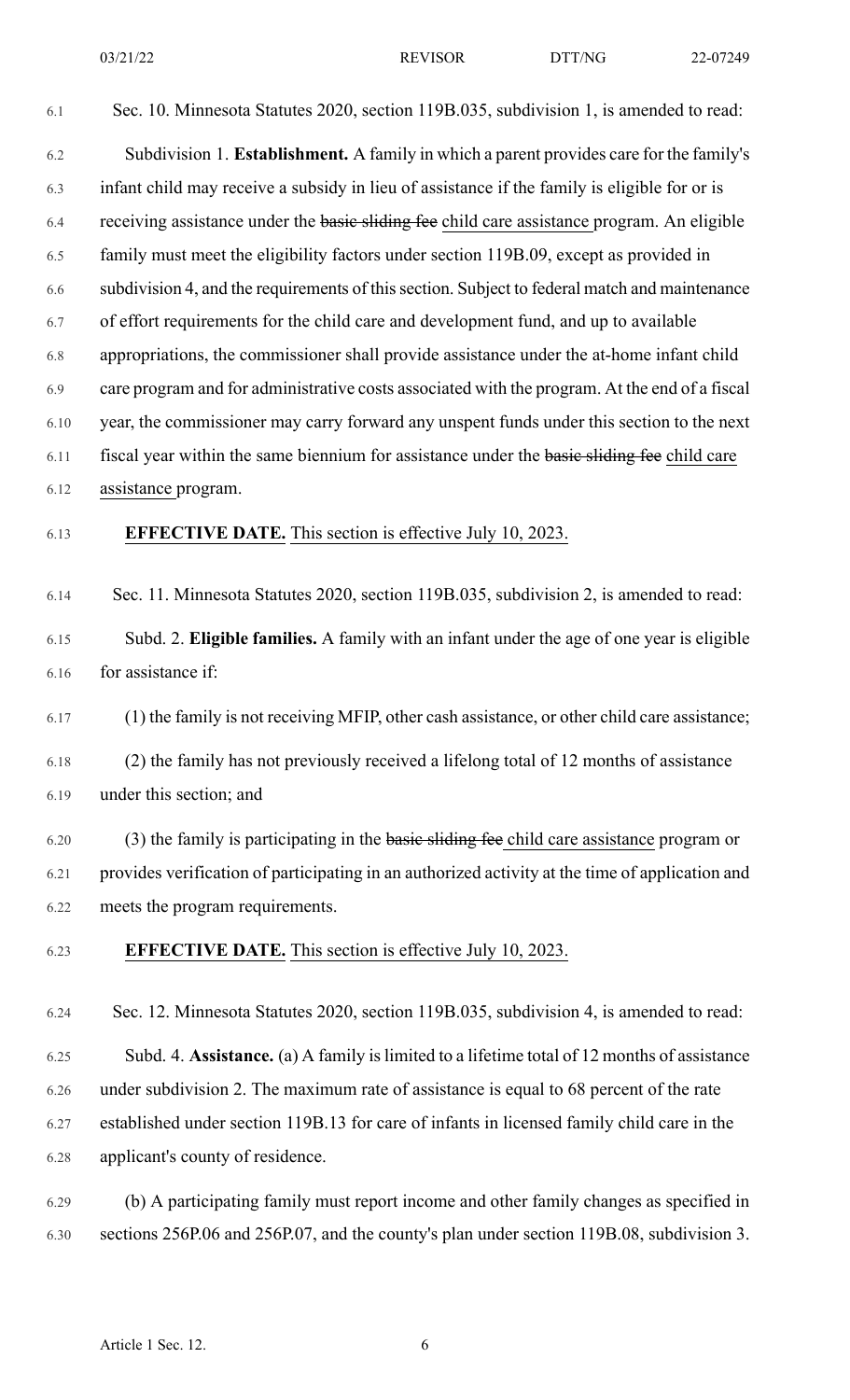Sec. 10. Minnesota Statutes 2020, section 119B.035, subdivision 1, is amended to read:

Subdivision 1. **Establishment.** A family in which a parent provides care for the family's infant child may receive a subsidy in lieu of assistance if the family is eligible for or is receiving assistance under the ~~basic sliding fee~~ child care assistance program. An eligible family must meet the eligibility factors under section 119B.09, except as provided in subdivision 4, and the requirements of this section. Subject to federal match and maintenance of effort requirements for the child care and development fund, and up to available appropriations, the commissioner shall provide assistance under the at-home infant child care program and for administrative costs associated with the program. At the end of a fiscal year, the commissioner may carry forward any unspent funds under this section to the next fiscal year within the same biennium for assistance under the ~~basic sliding fee~~ child care assistance program.

**EFFECTIVE DATE.** This section is effective July 10, 2023.

Sec. 11. Minnesota Statutes 2020, section 119B.035, subdivision 2, is amended to read:

Subd. 2. **Eligible families.** A family with an infant under the age of one year is eligible for assistance if:

(1) the family is not receiving MFIP, other cash assistance, or other child care assistance;

(2) the family has not previously received a lifelong total of 12 months of assistance under this section; and

(3) the family is participating in the ~~basic sliding fee~~ child care assistance program or provides verification of participating in an authorized activity at the time of application and meets the program requirements.

**EFFECTIVE DATE.** This section is effective July 10, 2023.

Sec. 12. Minnesota Statutes 2020, section 119B.035, subdivision 4, is amended to read:

Subd. 4. **Assistance.** (a) A family is limited to a lifetime total of 12 months of assistance under subdivision 2. The maximum rate of assistance is equal to 68 percent of the rate established under section 119B.13 for care of infants in licensed family child care in the applicant's county of residence.

(b) A participating family must report income and other family changes as specified in sections 256P.06 and 256P.07, and the county's plan under section 119B.08, subdivision 3.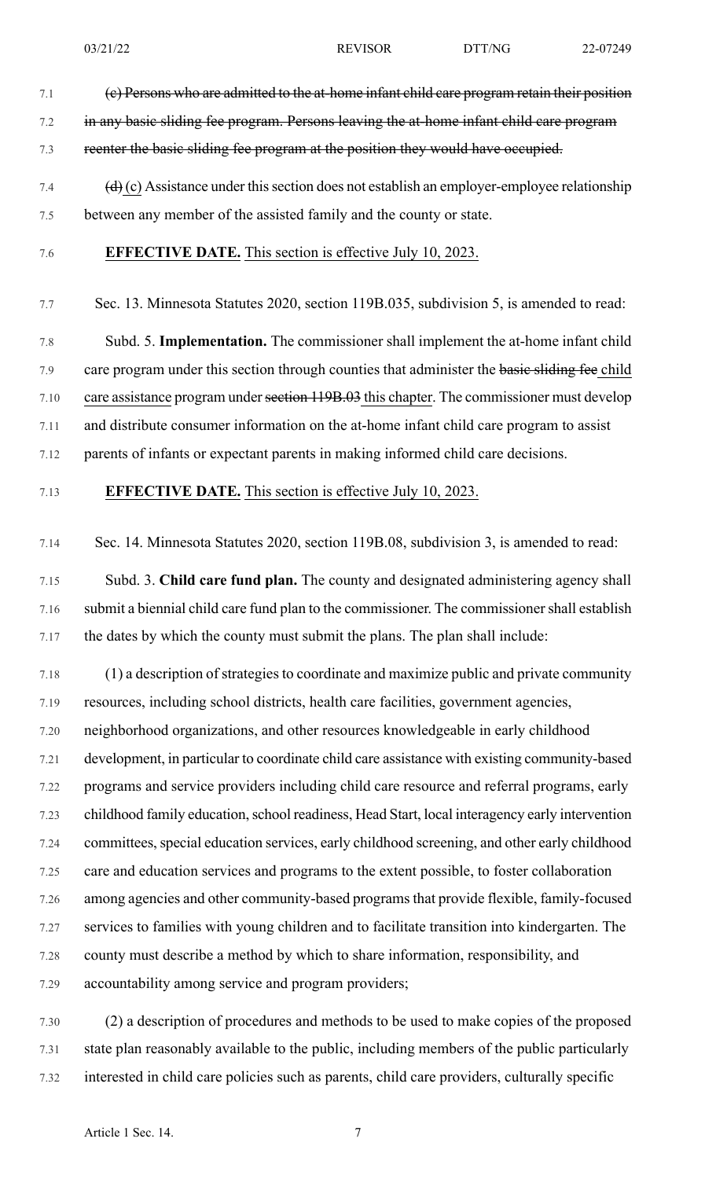~~(c) Persons who are admitted to the at-home infant child care program retain their position in any basic sliding fee program. Persons leaving the at-home infant child care program reenter the basic sliding fee program at the position they would have occupied.~~

~~(d)~~ (c) Assistance under this section does not establish an employer-employee relationship between any member of the assisted family and the county or state.

**EFFECTIVE DATE.** This section is effective July 10, 2023.

Sec. 13. Minnesota Statutes 2020, section 119B.035, subdivision 5, is amended to read:

Subd. 5. **Implementation.** The commissioner shall implement the at-home infant child care program under this section through counties that administer the ~~basic sliding fee~~ child care assistance program under ~~section 119B.03~~ this chapter. The commissioner must develop and distribute consumer information on the at-home infant child care program to assist parents of infants or expectant parents in making informed child care decisions.

**EFFECTIVE DATE.** This section is effective July 10, 2023.

Sec. 14. Minnesota Statutes 2020, section 119B.08, subdivision 3, is amended to read:

Subd. 3. **Child care fund plan.** The county and designated administering agency shall submit a biennial child care fund plan to the commissioner. The commissioner shall establish the dates by which the county must submit the plans. The plan shall include:

(1) a description of strategies to coordinate and maximize public and private community resources, including school districts, health care facilities, government agencies, neighborhood organizations, and other resources knowledgeable in early childhood development, in particular to coordinate child care assistance with existing community-based programs and service providers including child care resource and referral programs, early childhood family education, school readiness, Head Start, local interagency early intervention committees, special education services, early childhood screening, and other early childhood care and education services and programs to the extent possible, to foster collaboration among agencies and other community-based programs that provide flexible, family-focused services to families with young children and to facilitate transition into kindergarten. The county must describe a method by which to share information, responsibility, and accountability among service and program providers;

(2) a description of procedures and methods to be used to make copies of the proposed state plan reasonably available to the public, including members of the public particularly interested in child care policies such as parents, child care providers, culturally specific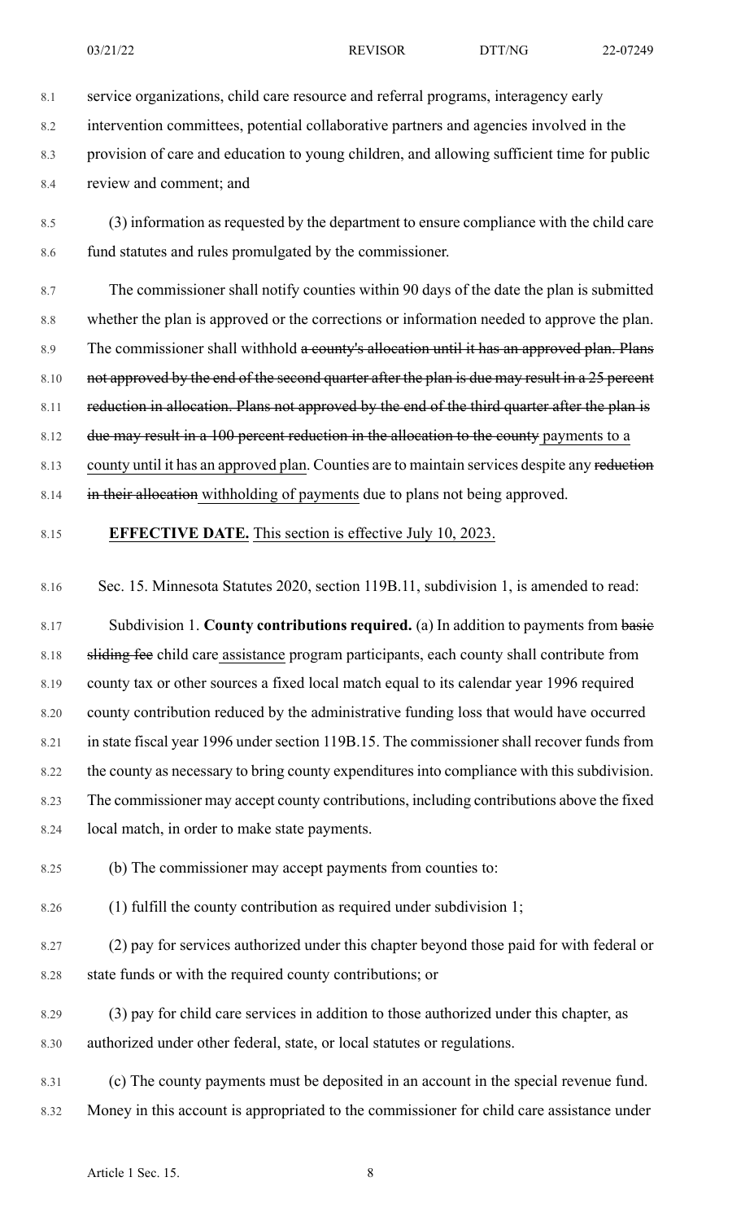service organizations, child care resource and referral programs, interagency early intervention committees, potential collaborative partners and agencies involved in the provision of care and education to young children, and allowing sufficient time for public review and comment; and

(3) information as requested by the department to ensure compliance with the child care fund statutes and rules promulgated by the commissioner.

The commissioner shall notify counties within 90 days of the date the plan is submitted whether the plan is approved or the corrections or information needed to approve the plan. The commissioner shall withhold ~~a county's allocation until it has an approved plan. Plans not approved by the end of the second quarter after the plan is due may result in a 25 percent reduction in allocation. Plans not approved by the end of the third quarter after the plan is due may result in a 100 percent reduction in the allocation to the county~~ payments to a county until it has an approved plan. Counties are to maintain services despite any ~~reduction in their allocation~~ withholding of payments due to plans not being approved.

**EFFECTIVE DATE.** This section is effective July 10, 2023.

Sec. 15. Minnesota Statutes 2020, section 119B.11, subdivision 1, is amended to read:

Subdivision 1. **County contributions required.** (a) In addition to payments from ~~basic sliding fee~~ child care assistance program participants, each county shall contribute from county tax or other sources a fixed local match equal to its calendar year 1996 required county contribution reduced by the administrative funding loss that would have occurred in state fiscal year 1996 under section 119B.15. The commissioner shall recover funds from the county as necessary to bring county expenditures into compliance with this subdivision. The commissioner may accept county contributions, including contributions above the fixed local match, in order to make state payments.

(b) The commissioner may accept payments from counties to:

(1) fulfill the county contribution as required under subdivision 1;

(2) pay for services authorized under this chapter beyond those paid for with federal or state funds or with the required county contributions; or

(3) pay for child care services in addition to those authorized under this chapter, as authorized under other federal, state, or local statutes or regulations.

(c) The county payments must be deposited in an account in the special revenue fund. Money in this account is appropriated to the commissioner for child care assistance under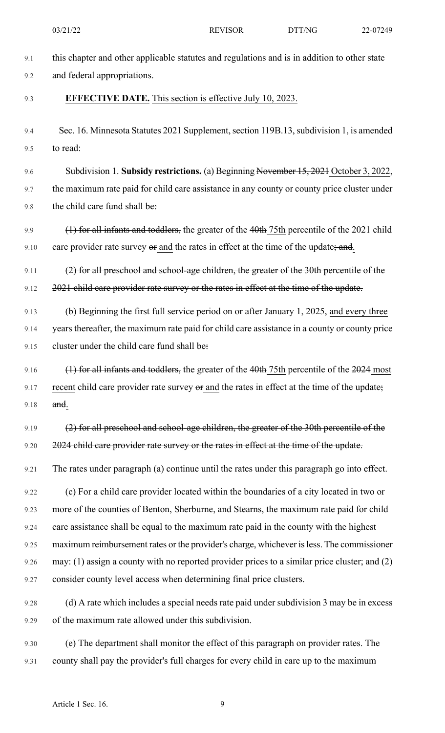this chapter and other applicable statutes and regulations and is in addition to other state and federal appropriations.

**EFFECTIVE DATE.** <u>This section is effective July 10, 2023.</u>

Sec. 16. Minnesota Statutes 2021 Supplement, section 119B.13, subdivision 1, is amended to read:

Subdivision 1. **Subsidy restrictions.** (a) Beginning ~~November 15, 2021~~ <u>October 3, 2022</u>, the maximum rate paid for child care assistance in any county or county price cluster under the child care fund shall be~~:~~

~~(1) for all infants and toddlers,~~ the greater of the ~~40th~~ <u>75th</u> percentile of the 2021 child care provider rate survey ~~or~~ <u>and</u> the rates in effect at the time of the update~~; and~~<u>.</u>

~~(2) for all preschool and school-age children, the greater of the 30th percentile of the 2021 child care provider rate survey or the rates in effect at the time of the update.~~

(b) Beginning the first full service period on or after January 1, 2025, <u>and every three years thereafter,</u> the maximum rate paid for child care assistance in a county or county price cluster under the child care fund shall be~~:~~

~~(1) for all infants and toddlers,~~ the greater of the ~~40th~~ <u>75th</u> percentile of the ~~2024~~ <u>most recent</u> child care provider rate survey ~~or~~ <u>and</u> the rates in effect at the time of the update~~; and~~<u>.</u>

~~(2) for all preschool and school-age children, the greater of the 30th percentile of the 2024 child care provider rate survey or the rates in effect at the time of the update.~~

The rates under paragraph (a) continue until the rates under this paragraph go into effect.

(c) For a child care provider located within the boundaries of a city located in two or more of the counties of Benton, Sherburne, and Stearns, the maximum rate paid for child care assistance shall be equal to the maximum rate paid in the county with the highest maximum reimbursement rates or the provider's charge, whichever is less. The commissioner may: (1) assign a county with no reported provider prices to a similar price cluster; and (2) consider county level access when determining final price clusters.

(d) A rate which includes a special needs rate paid under subdivision 3 may be in excess of the maximum rate allowed under this subdivision.

(e) The department shall monitor the effect of this paragraph on provider rates. The county shall pay the provider's full charges for every child in care up to the maximum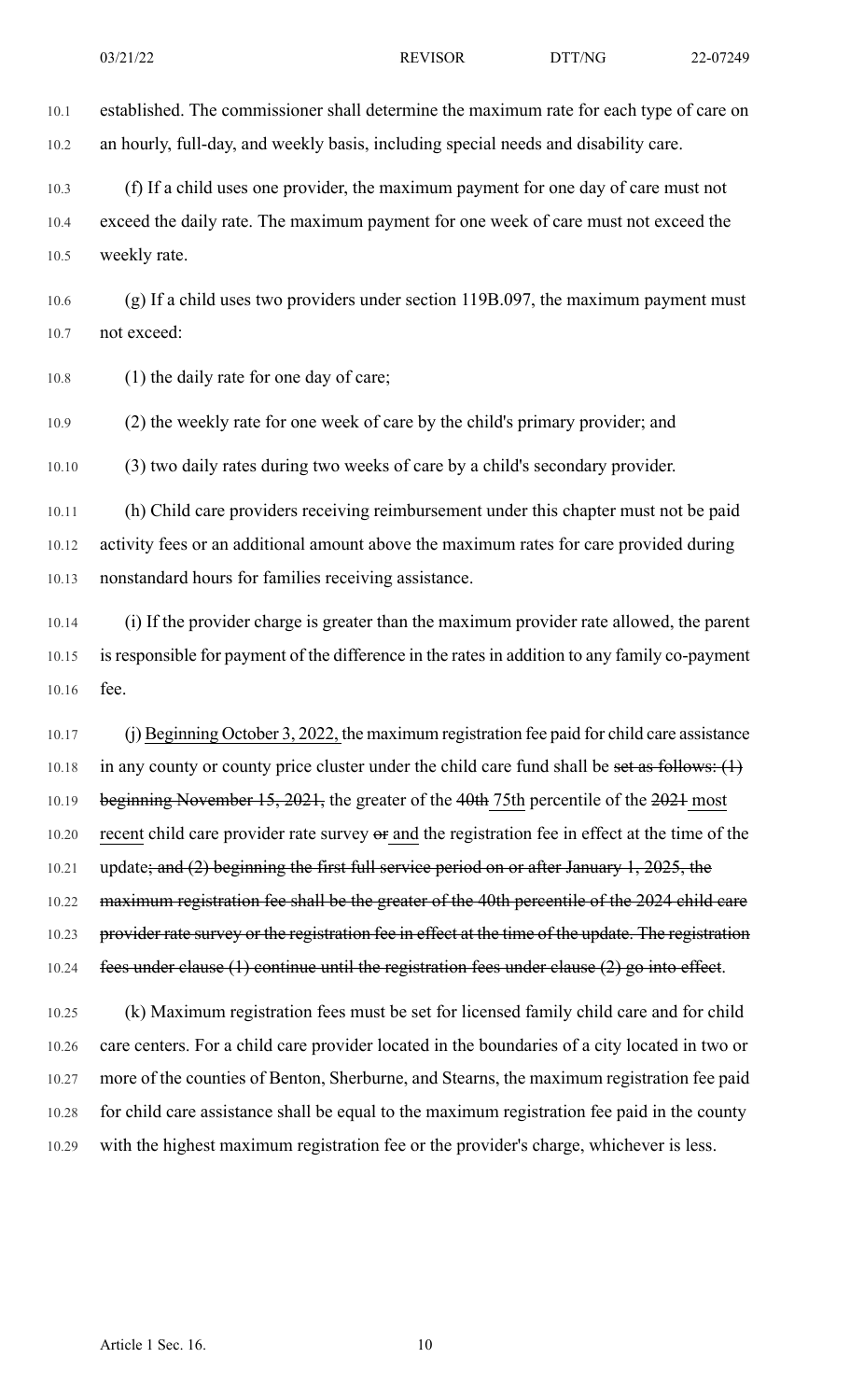established. The commissioner shall determine the maximum rate for each type of care on an hourly, full-day, and weekly basis, including special needs and disability care.

(f) If a child uses one provider, the maximum payment for one day of care must not exceed the daily rate. The maximum payment for one week of care must not exceed the weekly rate.

(g) If a child uses two providers under section 119B.097, the maximum payment must not exceed:

(1) the daily rate for one day of care;

(2) the weekly rate for one week of care by the child's primary provider; and

(3) two daily rates during two weeks of care by a child's secondary provider.

(h) Child care providers receiving reimbursement under this chapter must not be paid activity fees or an additional amount above the maximum rates for care provided during nonstandard hours for families receiving assistance.

(i) If the provider charge is greater than the maximum provider rate allowed, the parent is responsible for payment of the difference in the rates in addition to any family co-payment fee.

(j) <u>Beginning October 3, 2022,</u> the maximum registration fee paid for child care assistance in any county or county price cluster under the child care fund shall be ~~set as follows: (1) beginning November 15, 2021,~~ the greater of the ~~40th~~ <u>75th</u> percentile of the ~~2021~~ <u>most recent</u> child care provider rate survey ~~or~~ <u>and</u> the registration fee in effect at the time of the update~~; and (2) beginning the first full service period on or after January 1, 2025, the maximum registration fee shall be the greater of the 40th percentile of the 2024 child care provider rate survey or the registration fee in effect at the time of the update. The registration fees under clause (1) continue until the registration fees under clause (2) go into effect~~.

(k) Maximum registration fees must be set for licensed family child care and for child care centers. For a child care provider located in the boundaries of a city located in two or more of the counties of Benton, Sherburne, and Stearns, the maximum registration fee paid for child care assistance shall be equal to the maximum registration fee paid in the county with the highest maximum registration fee or the provider's charge, whichever is less.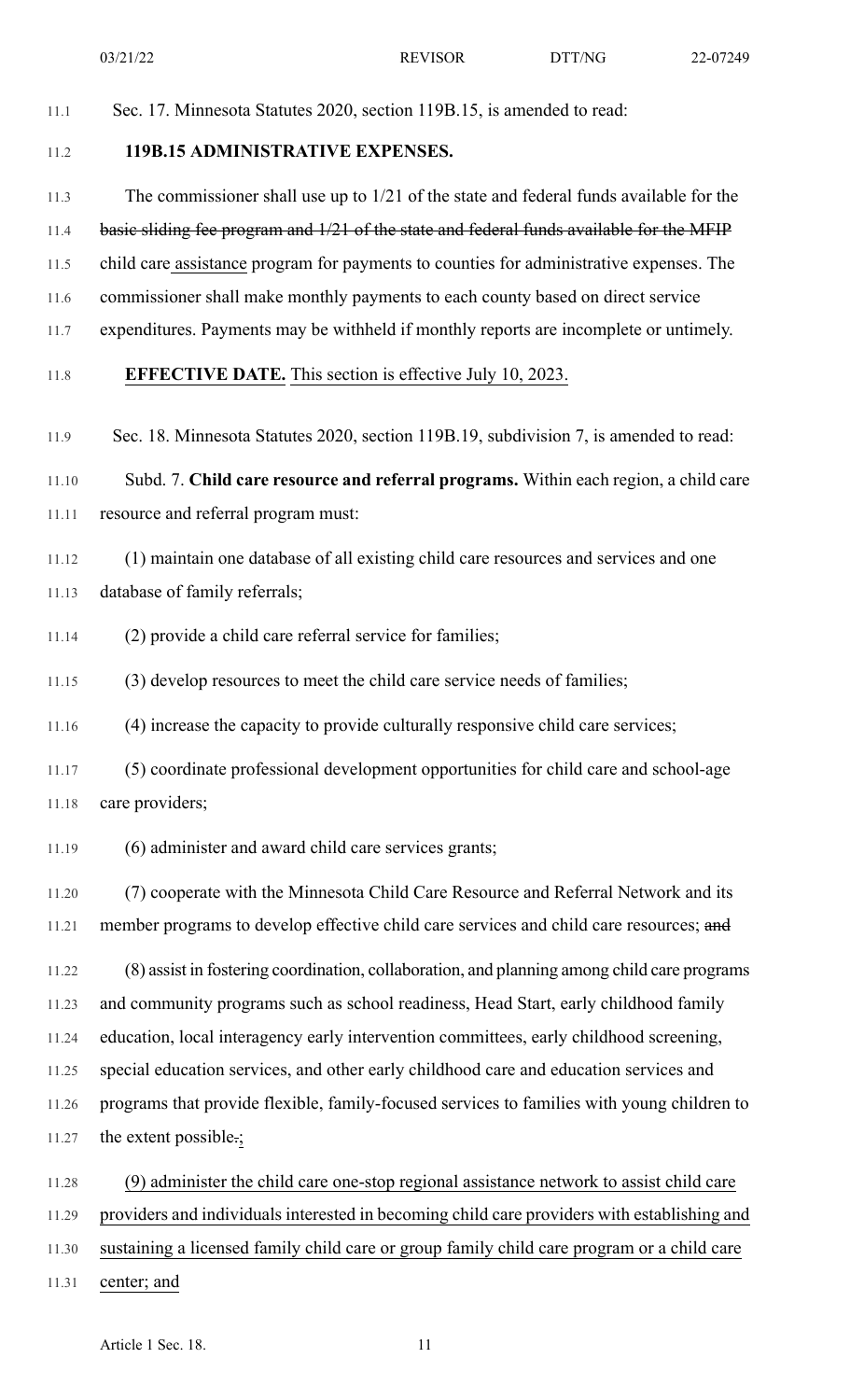Sec. 17. Minnesota Statutes 2020, section 119B.15, is amended to read:

**119B.15 ADMINISTRATIVE EXPENSES.**

The commissioner shall use up to 1/21 of the state and federal funds available for the ~~basic sliding fee program and 1/21 of the state and federal funds available for the MFIP~~ child care assistance program for payments to counties for administrative expenses. The commissioner shall make monthly payments to each county based on direct service expenditures. Payments may be withheld if monthly reports are incomplete or untimely.

**EFFECTIVE DATE.** This section is effective July 10, 2023.

Sec. 18. Minnesota Statutes 2020, section 119B.19, subdivision 7, is amended to read:

Subd. 7. **Child care resource and referral programs.** Within each region, a child care resource and referral program must:

(1) maintain one database of all existing child care resources and services and one database of family referrals;

(2) provide a child care referral service for families;

(3) develop resources to meet the child care service needs of families;

(4) increase the capacity to provide culturally responsive child care services;

(5) coordinate professional development opportunities for child care and school-age care providers;

(6) administer and award child care services grants;

(7) cooperate with the Minnesota Child Care Resource and Referral Network and its member programs to develop effective child care services and child care resources; ~~and~~

(8) assist in fostering coordination, collaboration, and planning among child care programs and community programs such as school readiness, Head Start, early childhood family education, local interagency early intervention committees, early childhood screening, special education services, and other early childhood care and education services and programs that provide flexible, family-focused services to families with young children to the extent possible~~.~~;

(9) administer the child care one-stop regional assistance network to assist child care providers and individuals interested in becoming child care providers with establishing and sustaining a licensed family child care or group family child care program or a child care center; and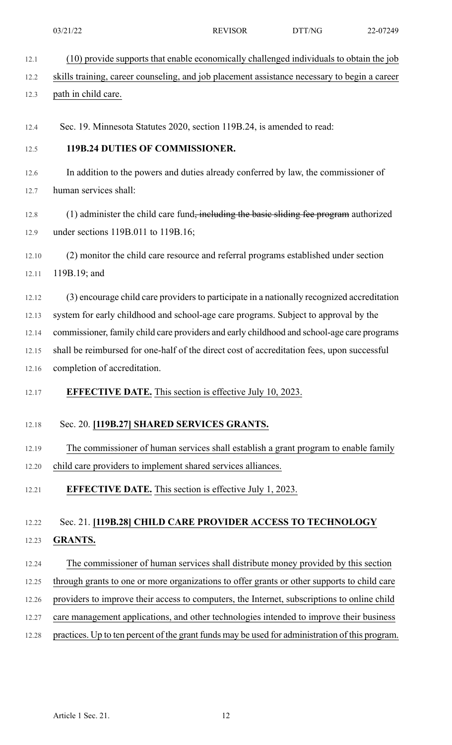(10) provide supports that enable economically challenged individuals to obtain the job skills training, career counseling, and job placement assistance necessary to begin a career path in child care.

Sec. 19. Minnesota Statutes 2020, section 119B.24, is amended to read:

**119B.24 DUTIES OF COMMISSIONER.**

In addition to the powers and duties already conferred by law, the commissioner of human services shall:

(1) administer the child care fund~~, including the basic sliding fee program~~ authorized under sections 119B.011 to 119B.16;

(2) monitor the child care resource and referral programs established under section 119B.19; and

(3) encourage child care providers to participate in a nationally recognized accreditation system for early childhood and school-age care programs. Subject to approval by the commissioner, family child care providers and early childhood and school-age care programs shall be reimbursed for one-half of the direct cost of accreditation fees, upon successful completion of accreditation.

**EFFECTIVE DATE.** This section is effective July 10, 2023.

Sec. 20. **[119B.27] SHARED SERVICES GRANTS.**

The commissioner of human services shall establish a grant program to enable family child care providers to implement shared services alliances.

**EFFECTIVE DATE.** This section is effective July 1, 2023.

Sec. 21. **[119B.28] CHILD CARE PROVIDER ACCESS TO TECHNOLOGY GRANTS.**

The commissioner of human services shall distribute money provided by this section through grants to one or more organizations to offer grants or other supports to child care providers to improve their access to computers, the Internet, subscriptions to online child care management applications, and other technologies intended to improve their business practices. Up to ten percent of the grant funds may be used for administration of this program.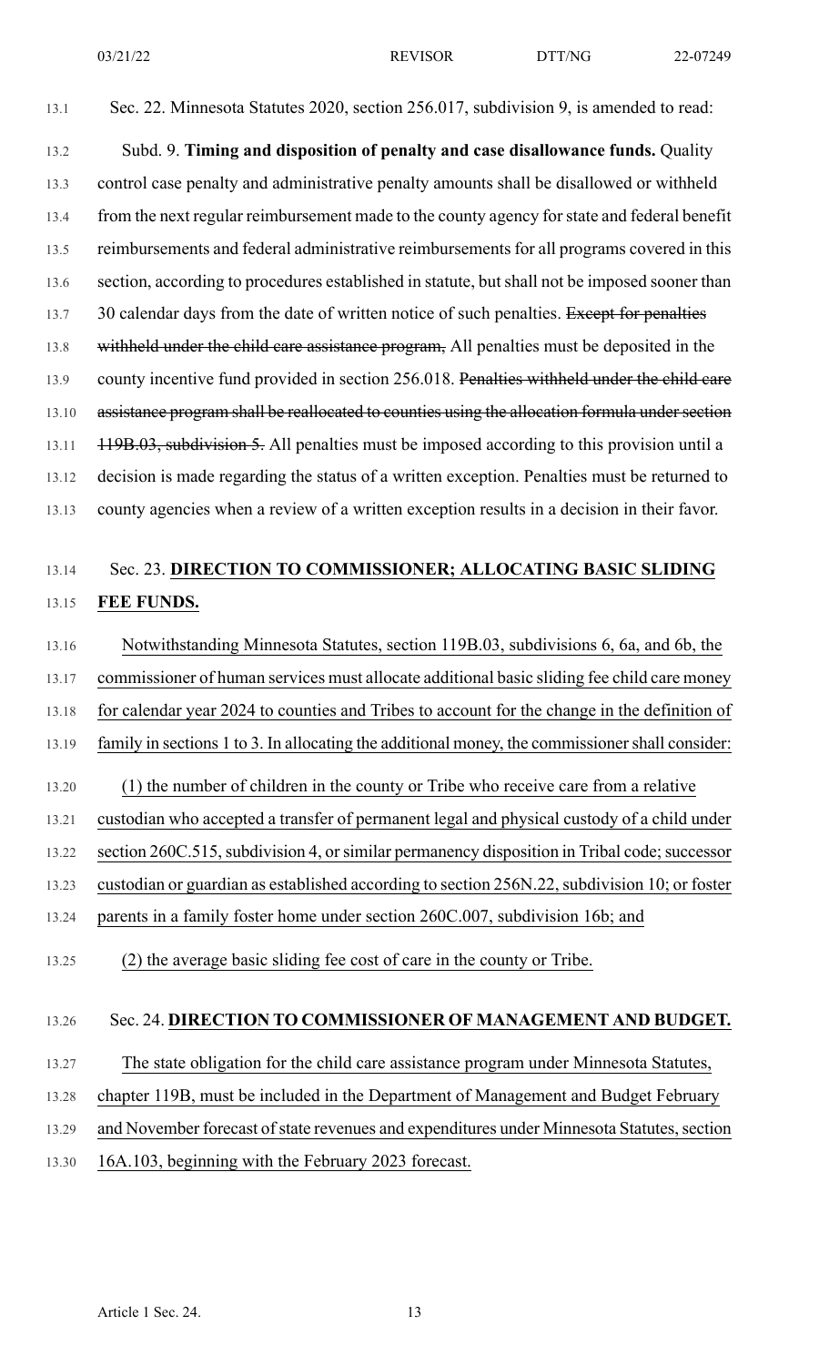Sec. 22. Minnesota Statutes 2020, section 256.017, subdivision 9, is amended to read:

Subd. 9. **Timing and disposition of penalty and case disallowance funds.** Quality control case penalty and administrative penalty amounts shall be disallowed or withheld from the next regular reimbursement made to the county agency for state and federal benefit reimbursements and federal administrative reimbursements for all programs covered in this section, according to procedures established in statute, but shall not be imposed sooner than 30 calendar days from the date of written notice of such penalties. ~~Except for penalties withheld under the child care assistance program,~~ All penalties must be deposited in the county incentive fund provided in section 256.018. ~~Penalties withheld under the child care assistance program shall be reallocated to counties using the allocation formula under section 119B.03, subdivision 5.~~ All penalties must be imposed according to this provision until a decision is made regarding the status of a written exception. Penalties must be returned to county agencies when a review of a written exception results in a decision in their favor.

Sec. 23. **DIRECTION TO COMMISSIONER; ALLOCATING BASIC SLIDING FEE FUNDS.**

Notwithstanding Minnesota Statutes, section 119B.03, subdivisions 6, 6a, and 6b, the commissioner of human services must allocate additional basic sliding fee child care money for calendar year 2024 to counties and Tribes to account for the change in the definition of family in sections 1 to 3. In allocating the additional money, the commissioner shall consider:

(1) the number of children in the county or Tribe who receive care from a relative custodian who accepted a transfer of permanent legal and physical custody of a child under section 260C.515, subdivision 4, or similar permanency disposition in Tribal code; successor custodian or guardian as established according to section 256N.22, subdivision 10; or foster parents in a family foster home under section 260C.007, subdivision 16b; and

(2) the average basic sliding fee cost of care in the county or Tribe.

Sec. 24. **DIRECTION TO COMMISSIONER OF MANAGEMENT AND BUDGET.**

The state obligation for the child care assistance program under Minnesota Statutes, chapter 119B, must be included in the Department of Management and Budget February and November forecast of state revenues and expenditures under Minnesota Statutes, section 16A.103, beginning with the February 2023 forecast.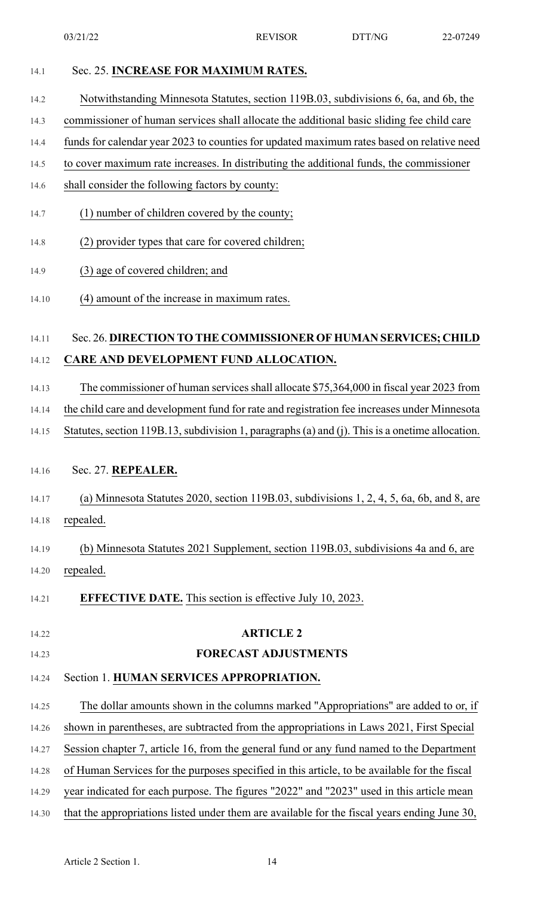Sec. 25. **INCREASE FOR MAXIMUM RATES.**

Notwithstanding Minnesota Statutes, section 119B.03, subdivisions 6, 6a, and 6b, the commissioner of human services shall allocate the additional basic sliding fee child care funds for calendar year 2023 to counties for updated maximum rates based on relative need to cover maximum rate increases. In distributing the additional funds, the commissioner shall consider the following factors by county:

(1) number of children covered by the county;

(2) provider types that care for covered children;

(3) age of covered children; and

(4) amount of the increase in maximum rates.

Sec. 26. **DIRECTION TO THE COMMISSIONER OF HUMAN SERVICES; CHILD CARE AND DEVELOPMENT FUND ALLOCATION.**

The commissioner of human services shall allocate $75,364,000 in fiscal year 2023 from the child care and development fund for rate and registration fee increases under Minnesota Statutes, section 119B.13, subdivision 1, paragraphs (a) and (j). This is a onetime allocation.

Sec. 27. **REPEALER.**

(a) Minnesota Statutes 2020, section 119B.03, subdivisions 1, 2, 4, 5, 6a, 6b, and 8, are repealed.

(b) Minnesota Statutes 2021 Supplement, section 119B.03, subdivisions 4a and 6, are repealed.

**EFFECTIVE DATE.** This section is effective July 10, 2023.

## ARTICLE 2
## FORECAST ADJUSTMENTS

Section 1. **HUMAN SERVICES APPROPRIATION.**

The dollar amounts shown in the columns marked "Appropriations" are added to or, if shown in parentheses, are subtracted from the appropriations in Laws 2021, First Special Session chapter 7, article 16, from the general fund or any fund named to the Department of Human Services for the purposes specified in this article, to be available for the fiscal year indicated for each purpose. The figures "2022" and "2023" used in this article mean that the appropriations listed under them are available for the fiscal years ending June 30,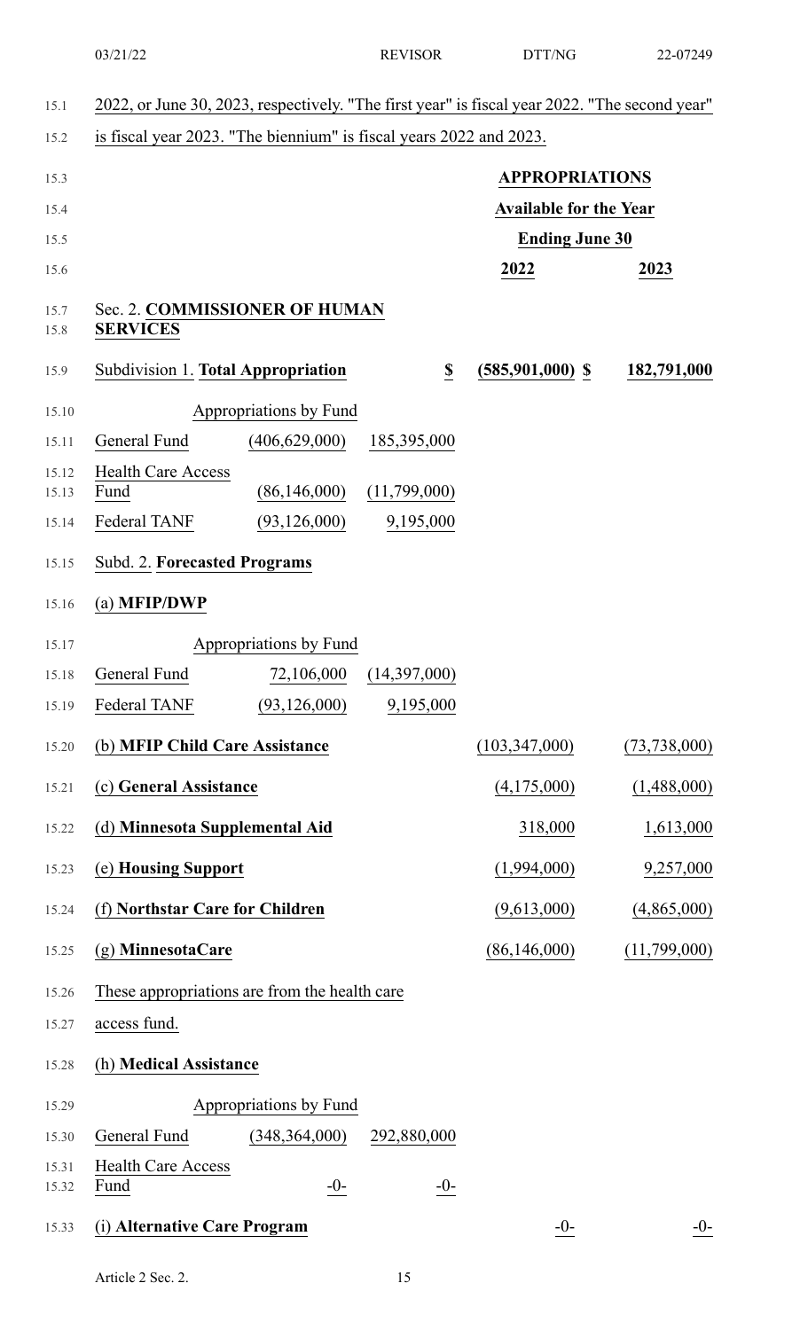2022, or June 30, 2023, respectively. "The first year" is fiscal year 2022. "The second year" is fiscal year 2023. "The biennium" is fiscal years 2022 and 2023.

| | | | APPROPRIATIONS | |
|---|---|---|---|---|
| | | | Available for the Year | |
| | | | Ending June 30 | |
| | | | 2022 | 2023 |
| Sec. 2. **COMMISSIONER OF HUMAN SERVICES** | | | | |
| Subdivision 1. **Total Appropriation** | | $ | (585,901,000) $ | 182,791,000 |
| | Appropriations by Fund | | | |
| General Fund | (406,629,000) | 185,395,000 | | |
| Health Care Access Fund | (86,146,000) | (11,799,000) | | |
| Federal TANF | (93,126,000) | 9,195,000 | | |
| Subd. 2. **Forecasted Programs** | | | | |
| (a) **MFIP/DWP** | | | | |
| | Appropriations by Fund | | | |
| General Fund | 72,106,000 | (14,397,000) | | |
| Federal TANF | (93,126,000) | 9,195,000 | | |
| (b) **MFIP Child Care Assistance** | | | (103,347,000) | (73,738,000) |
| (c) **General Assistance** | | | (4,175,000) | (1,488,000) |
| (d) **Minnesota Supplemental Aid** | | | 318,000 | 1,613,000 |
| (e) **Housing Support** | | | (1,994,000) | 9,257,000 |
| (f) **Northstar Care for Children** | | | (9,613,000) | (4,865,000) |
| (g) **MinnesotaCare** | | | (86,146,000) | (11,799,000) |
| These appropriations are from the health care access fund. | | | | |
| (h) **Medical Assistance** | | | | |
| | Appropriations by Fund | | | |
| General Fund | (348,364,000) | 292,880,000 | | |
| Health Care Access Fund | -0- | -0- | | |
| (i) **Alternative Care Program** | | | -0- | -0- |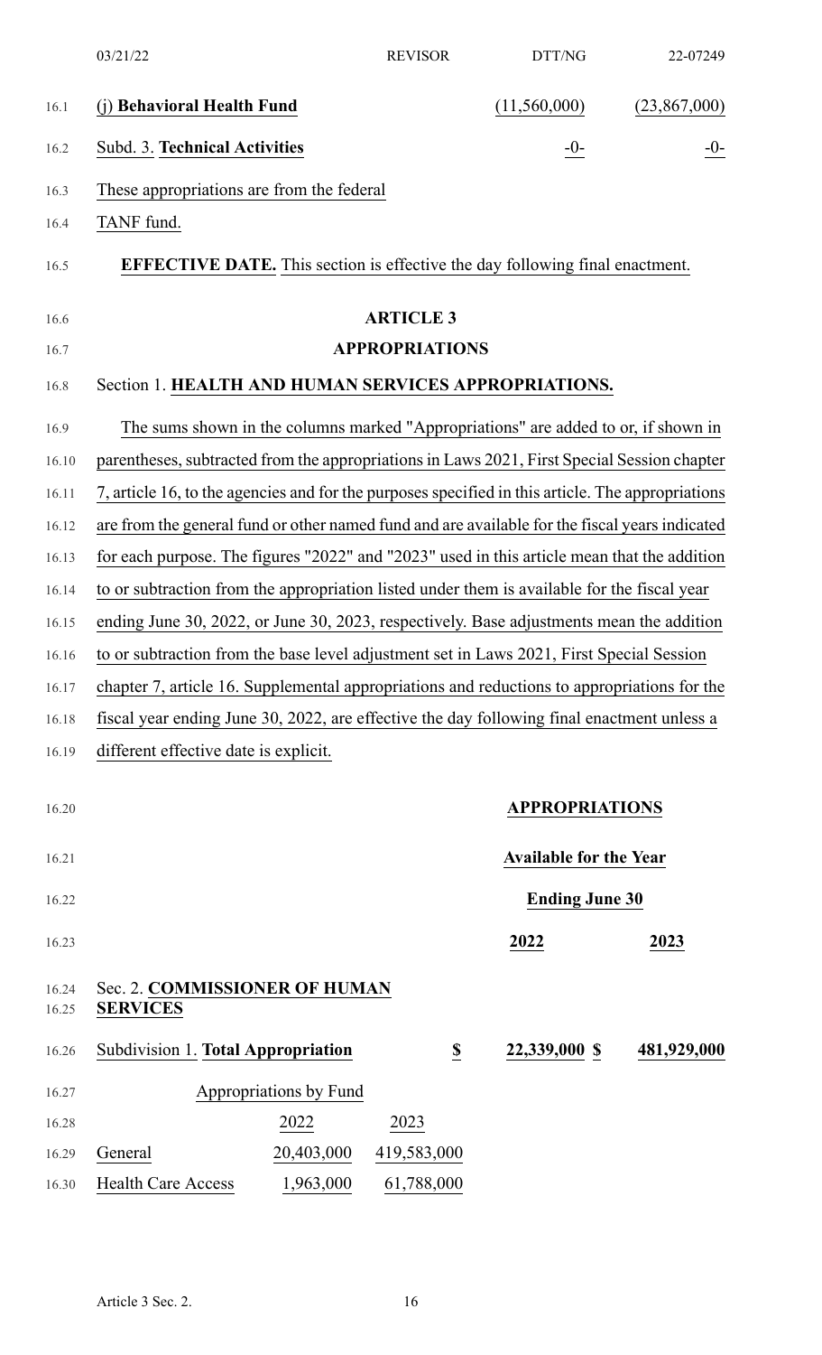| | | |
|---|---|---|
| (j) **Behavioral Health Fund** | (11,560,000) | (23,867,000) |
| Subd. 3. **Technical Activities** | -0- | -0- |

These appropriations are from the federal TANF fund.

**EFFECTIVE DATE.** This section is effective the day following final enactment.

## ARTICLE 3
## APPROPRIATIONS

Section 1. **HEALTH AND HUMAN SERVICES APPROPRIATIONS.**

The sums shown in the columns marked "Appropriations" are added to or, if shown in parentheses, subtracted from the appropriations in Laws 2021, First Special Session chapter 7, article 16, to the agencies and for the purposes specified in this article. The appropriations are from the general fund or other named fund and are available for the fiscal years indicated for each purpose. The figures "2022" and "2023" used in this article mean that the addition to or subtraction from the appropriation listed under them is available for the fiscal year ending June 30, 2022, or June 30, 2023, respectively. Base adjustments mean the addition to or subtraction from the base level adjustment set in Laws 2021, First Special Session chapter 7, article 16. Supplemental appropriations and reductions to appropriations for the fiscal year ending June 30, 2022, are effective the day following final enactment unless a different effective date is explicit.

| | APPROPRIATIONS | |
|---|---|---|
| | Available for the Year Ending June 30 | |
| | **2022** | **2023** |

Sec. 2. **COMMISSIONER OF HUMAN SERVICES**

| | | | | |
|---|---|---|---|---|
| Subdivision 1. **Total Appropriation** | | $ | 22,339,000 $ | 481,929,000 |

| Appropriations by Fund | | |
|---|---|---|
| | 2022 | 2023 |
| General | 20,403,000 | 419,583,000 |
| Health Care Access | 1,963,000 | 61,788,000 |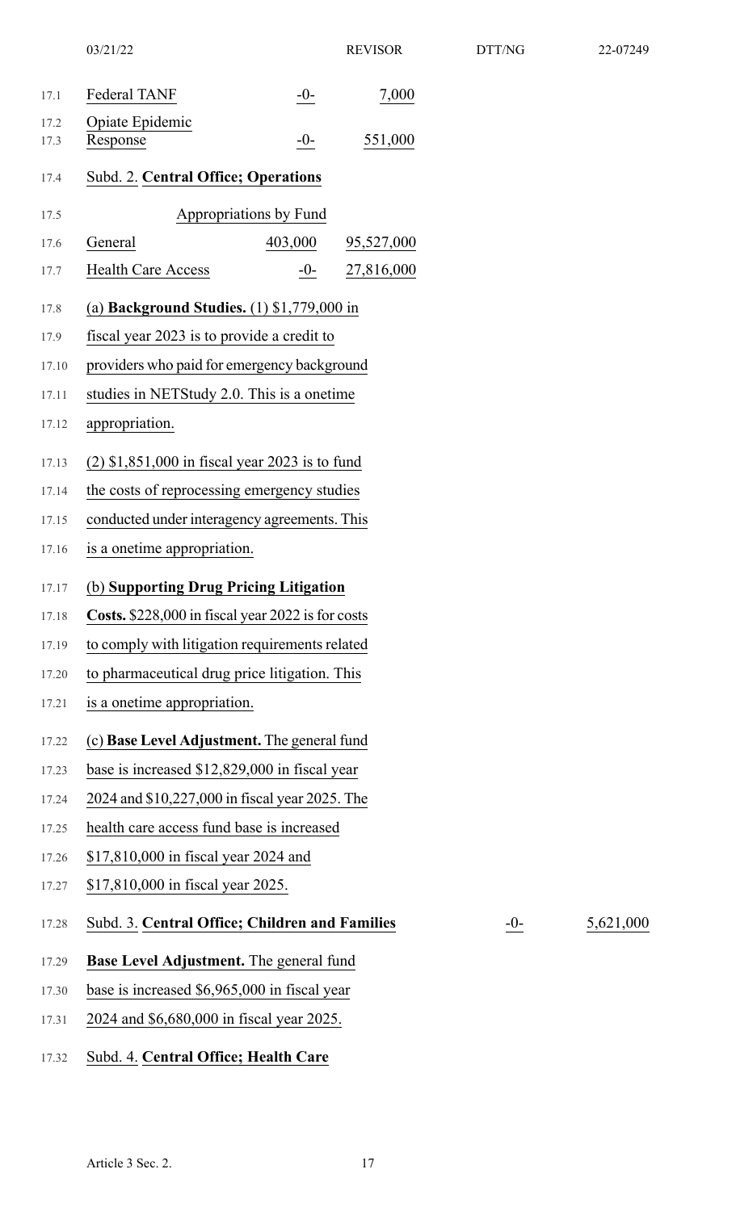| | | |
|---|---|---|
| Federal TANF | -0- | 7,000 |
| Opiate Epidemic Response | -0- | 551,000 |

Subd. 2. **Central Office; Operations**

| Appropriations by Fund | | |
|---|---|---|
| General | 403,000 | 95,527,000 |
| Health Care Access | -0- | 27,816,000 |

(a) **Background Studies.** (1) $1,779,000 in fiscal year 2023 is to provide a credit to providers who paid for emergency background studies in NETStudy 2.0. This is a onetime appropriation.

(2) $1,851,000 in fiscal year 2023 is to fund the costs of reprocessing emergency studies conducted under interagency agreements. This is a onetime appropriation.

(b) **Supporting Drug Pricing Litigation Costs.** $228,000 in fiscal year 2022 is for costs to comply with litigation requirements related to pharmaceutical drug price litigation. This is a onetime appropriation.

(c) **Base Level Adjustment.** The general fund base is increased $12,829,000 in fiscal year 2024 and $10,227,000 in fiscal year 2025. The health care access fund base is increased $17,810,000 in fiscal year 2024 and $17,810,000 in fiscal year 2025.

| | | |
|---|---|---|
| Subd. 3. **Central Office; Children and Families** | -0- | 5,621,000 |

**Base Level Adjustment.** The general fund base is increased $6,965,000 in fiscal year 2024 and $6,680,000 in fiscal year 2025.

Subd. 4. **Central Office; Health Care**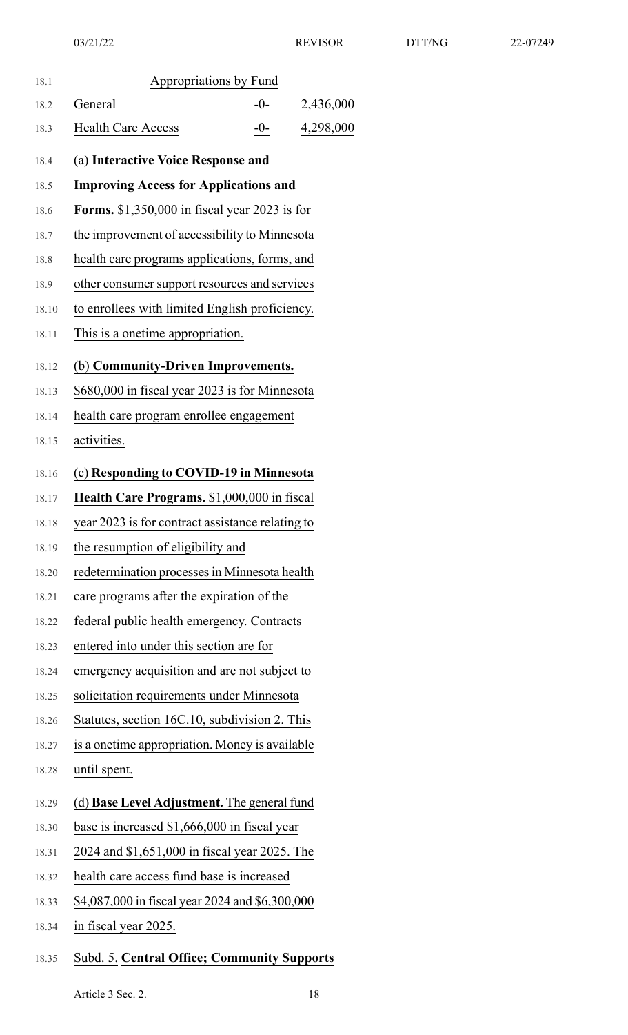| Appropriations by Fund | | |
|---|---|---|
| General | -0- | 2,436,000 |
| Health Care Access | -0- | 4,298,000 |

(a) **Interactive Voice Response and Improving Access for Applications and Forms.** $1,350,000 in fiscal year 2023 is for the improvement of accessibility to Minnesota health care programs applications, forms, and other consumer support resources and services to enrollees with limited English proficiency. This is a onetime appropriation.

(b) **Community-Driven Improvements.** $680,000 in fiscal year 2023 is for Minnesota health care program enrollee engagement activities.

(c) **Responding to COVID-19 in Minnesota Health Care Programs.** $1,000,000 in fiscal year 2023 is for contract assistance relating to the resumption of eligibility and redetermination processes in Minnesota health care programs after the expiration of the federal public health emergency. Contracts entered into under this section are for emergency acquisition and are not subject to solicitation requirements under Minnesota Statutes, section 16C.10, subdivision 2. This is a onetime appropriation. Money is available until spent.

(d) **Base Level Adjustment.** The general fund base is increased $1,666,000 in fiscal year 2024 and $1,651,000 in fiscal year 2025. The health care access fund base is increased $4,087,000 in fiscal year 2024 and $6,300,000 in fiscal year 2025.

Subd. 5. **Central Office; Community Supports**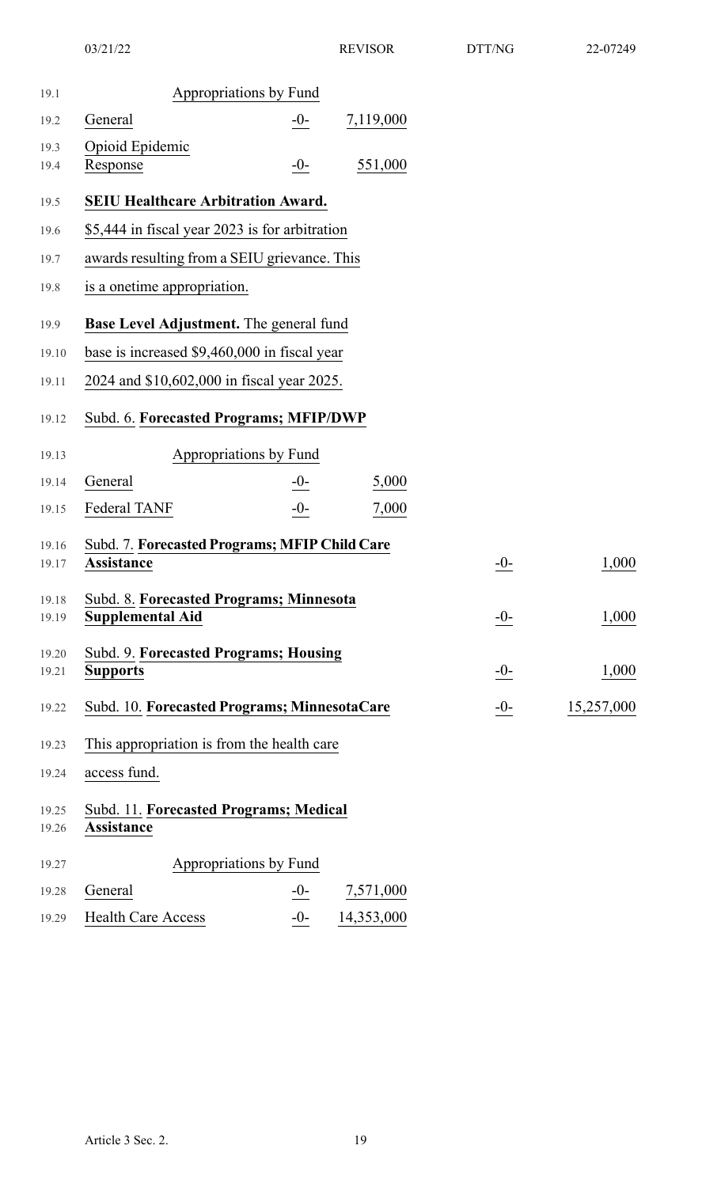| Appropriations by Fund | | |
|---|---|---|
| General | -0- | 7,119,000 |
| Opioid Epidemic Response | -0- | 551,000 |

**SEIU Healthcare Arbitration Award.** $5,444 in fiscal year 2023 is for arbitration awards resulting from a SEIU grievance. This is a onetime appropriation.

**Base Level Adjustment.** The general fund base is increased $9,460,000 in fiscal year 2024 and $10,602,000 in fiscal year 2025.

Subd. 6. **Forecasted Programs; MFIP/DWP**

| Appropriations by Fund | | |
|---|---|---|
| General | -0- | 5,000 |
| Federal TANF | -0- | 7,000 |

| | | |
|---|---|---|
| Subd. 7. **Forecasted Programs; MFIP Child Care Assistance** | -0- | 1,000 |
| Subd. 8. **Forecasted Programs; Minnesota Supplemental Aid** | -0- | 1,000 |
| Subd. 9. **Forecasted Programs; Housing Supports** | -0- | 1,000 |
| Subd. 10. **Forecasted Programs; MinnesotaCare** | -0- | 15,257,000 |

This appropriation is from the health care access fund.

Subd. 11. **Forecasted Programs; Medical Assistance**

| Appropriations by Fund | | |
|---|---|---|
| General | -0- | 7,571,000 |
| Health Care Access | -0- | 14,353,000 |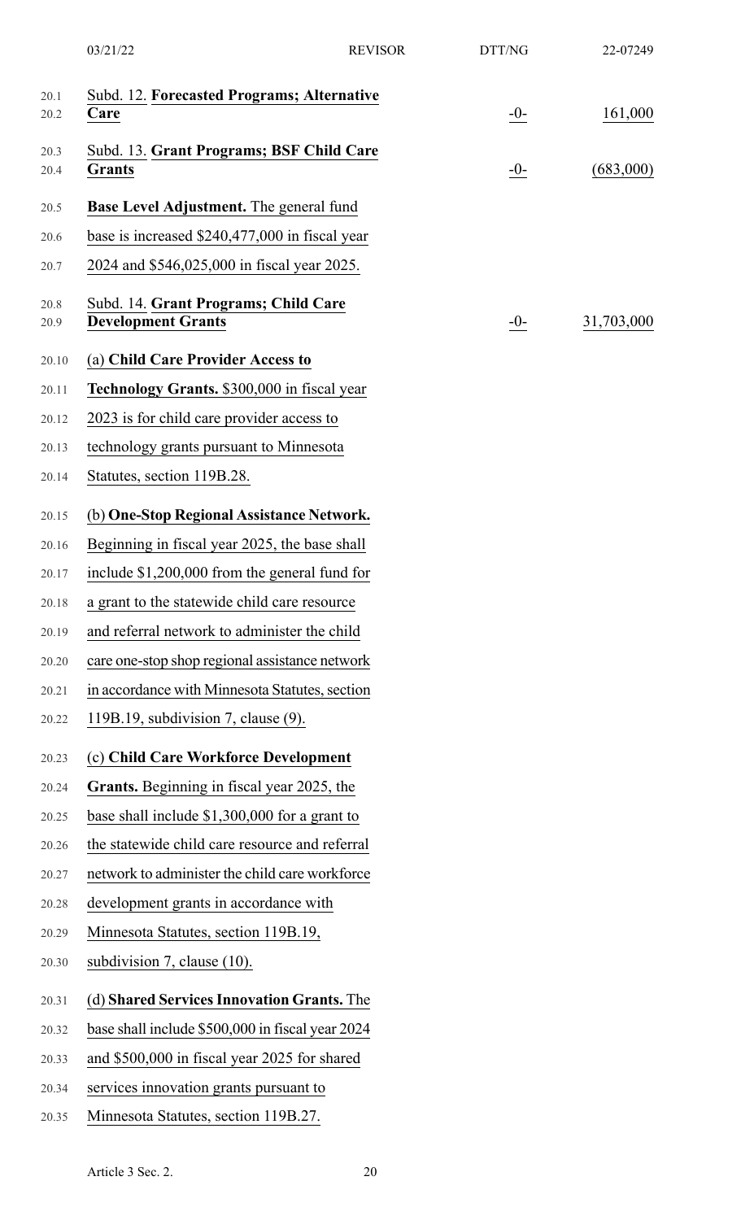| | | |
|---|---|---|
| Subd. 12. **Forecasted Programs; Alternative Care** | -0- | 161,000 |
| Subd. 13. **Grant Programs; BSF Child Care Grants** | -0- | (683,000) |

**Base Level Adjustment.** The general fund base is increased $240,477,000 in fiscal year 2024 and $546,025,000 in fiscal year 2025.

| | | |
|---|---|---|
| Subd. 14. **Grant Programs; Child Care Development Grants** | -0- | 31,703,000 |

(a) **Child Care Provider Access to Technology Grants.** $300,000 in fiscal year 2023 is for child care provider access to technology grants pursuant to Minnesota Statutes, section 119B.28.

(b) **One-Stop Regional Assistance Network.** Beginning in fiscal year 2025, the base shall include $1,200,000 from the general fund for a grant to the statewide child care resource and referral network to administer the child care one-stop shop regional assistance network in accordance with Minnesota Statutes, section 119B.19, subdivision 7, clause (9).

(c) **Child Care Workforce Development Grants.** Beginning in fiscal year 2025, the base shall include $1,300,000 for a grant to the statewide child care resource and referral network to administer the child care workforce development grants in accordance with Minnesota Statutes, section 119B.19, subdivision 7, clause (10).

(d) **Shared Services Innovation Grants.** The base shall include $500,000 in fiscal year 2024 and $500,000 in fiscal year 2025 for shared services innovation grants pursuant to Minnesota Statutes, section 119B.27.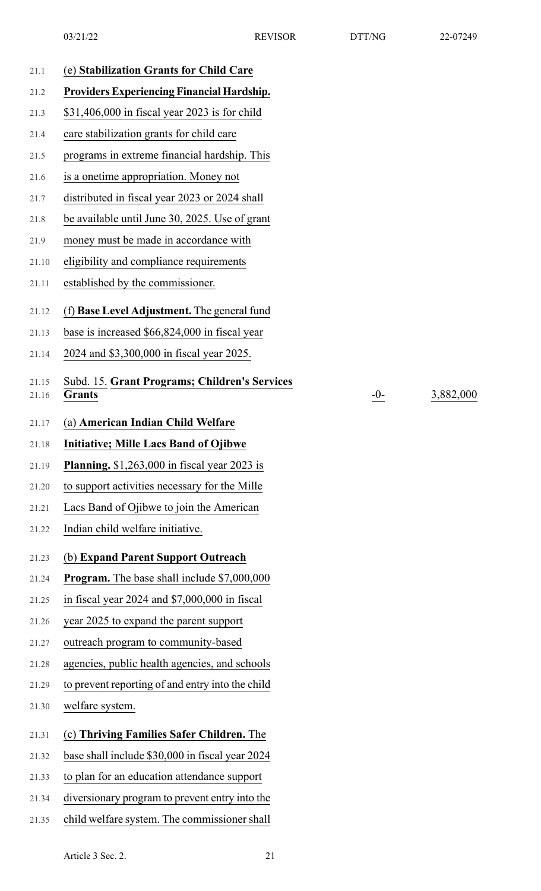(e) **Stabilization Grants for Child Care Providers Experiencing Financial Hardship.** $31,406,000 in fiscal year 2023 is for child care stabilization grants for child care programs in extreme financial hardship. This is a onetime appropriation. Money not distributed in fiscal year 2023 or 2024 shall be available until June 30, 2025. Use of grant money must be made in accordance with eligibility and compliance requirements established by the commissioner.

(f) **Base Level Adjustment.** The general fund base is increased $66,824,000 in fiscal year 2024 and $3,300,000 in fiscal year 2025.

| Subd. 15. **Grant Programs; Children's Services Grants** | -0- | 3,882,000 |
| --- | --- | --- |

(a) **American Indian Child Welfare Initiative; Mille Lacs Band of Ojibwe Planning.** $1,263,000 in fiscal year 2023 is to support activities necessary for the Mille Lacs Band of Ojibwe to join the American Indian child welfare initiative.

(b) **Expand Parent Support Outreach Program.** The base shall include $7,000,000 in fiscal year 2024 and $7,000,000 in fiscal year 2025 to expand the parent support outreach program to community-based agencies, public health agencies, and schools to prevent reporting of and entry into the child welfare system.

(c) **Thriving Families Safer Children.** The base shall include $30,000 in fiscal year 2024 to plan for an education attendance support diversionary program to prevent entry into the child welfare system. The commissioner shall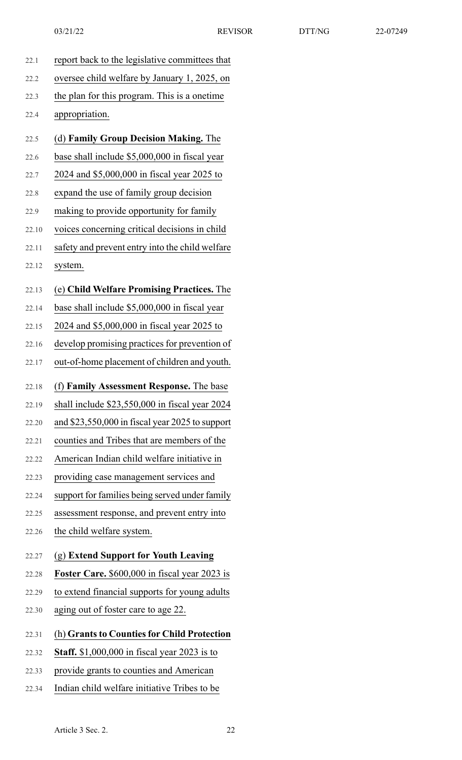report back to the legislative committees that oversee child welfare by January 1, 2025, on the plan for this program. This is a onetime appropriation.

(d) **Family Group Decision Making.** The base shall include $5,000,000 in fiscal year 2024 and $5,000,000 in fiscal year 2025 to expand the use of family group decision making to provide opportunity for family voices concerning critical decisions in child safety and prevent entry into the child welfare system.

(e) **Child Welfare Promising Practices.** The base shall include $5,000,000 in fiscal year 2024 and $5,000,000 in fiscal year 2025 to develop promising practices for prevention of out-of-home placement of children and youth.

(f) **Family Assessment Response.** The base shall include $23,550,000 in fiscal year 2024 and $23,550,000 in fiscal year 2025 to support counties and Tribes that are members of the American Indian child welfare initiative in providing case management services and support for families being served under family assessment response, and prevent entry into the child welfare system.

(g) **Extend Support for Youth Leaving Foster Care.** $600,000 in fiscal year 2023 is to extend financial supports for young adults aging out of foster care to age 22.

(h) **Grants to Counties for Child Protection Staff.** $1,000,000 in fiscal year 2023 is to provide grants to counties and American Indian child welfare initiative Tribes to be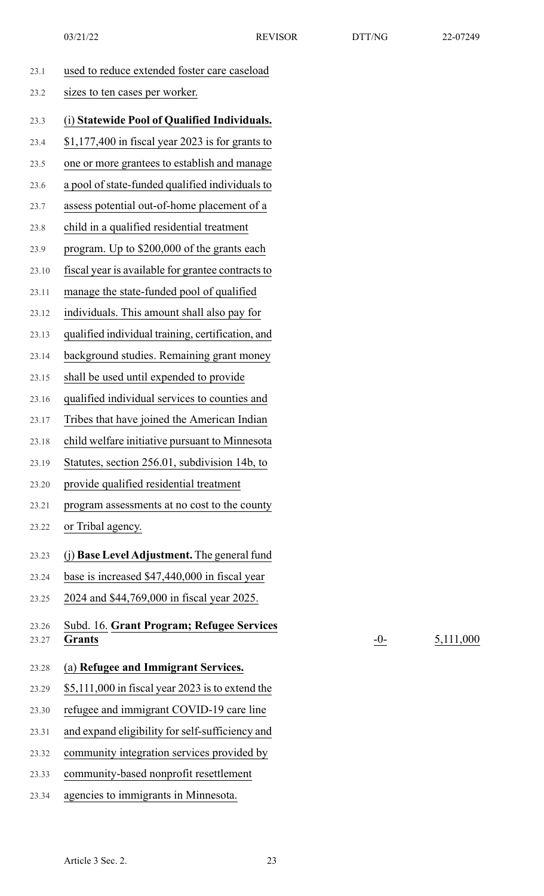used to reduce extended foster care caseload sizes to ten cases per worker.

(i) **Statewide Pool of Qualified Individuals.** $1,177,400 in fiscal year 2023 is for grants to one or more grantees to establish and manage a pool of state-funded qualified individuals to assess potential out-of-home placement of a child in a qualified residential treatment program. Up to $200,000 of the grants each fiscal year is available for grantee contracts to manage the state-funded pool of qualified individuals. This amount shall also pay for qualified individual training, certification, and background studies. Remaining grant money shall be used until expended to provide qualified individual services to counties and Tribes that have joined the American Indian child welfare initiative pursuant to Minnesota Statutes, section 256.01, subdivision 14b, to provide qualified residential treatment program assessments at no cost to the county or Tribal agency.

(j) **Base Level Adjustment.** The general fund base is increased $47,440,000 in fiscal year 2024 and $44,769,000 in fiscal year 2025.

| Subd. 16. **Grant Program; Refugee Services Grants** | -0- | 5,111,000 |
|---|---|---|

(a) **Refugee and Immigrant Services.** $5,111,000 in fiscal year 2023 is to extend the refugee and immigrant COVID-19 care line and expand eligibility for self-sufficiency and community integration services provided by community-based nonprofit resettlement agencies to immigrants in Minnesota.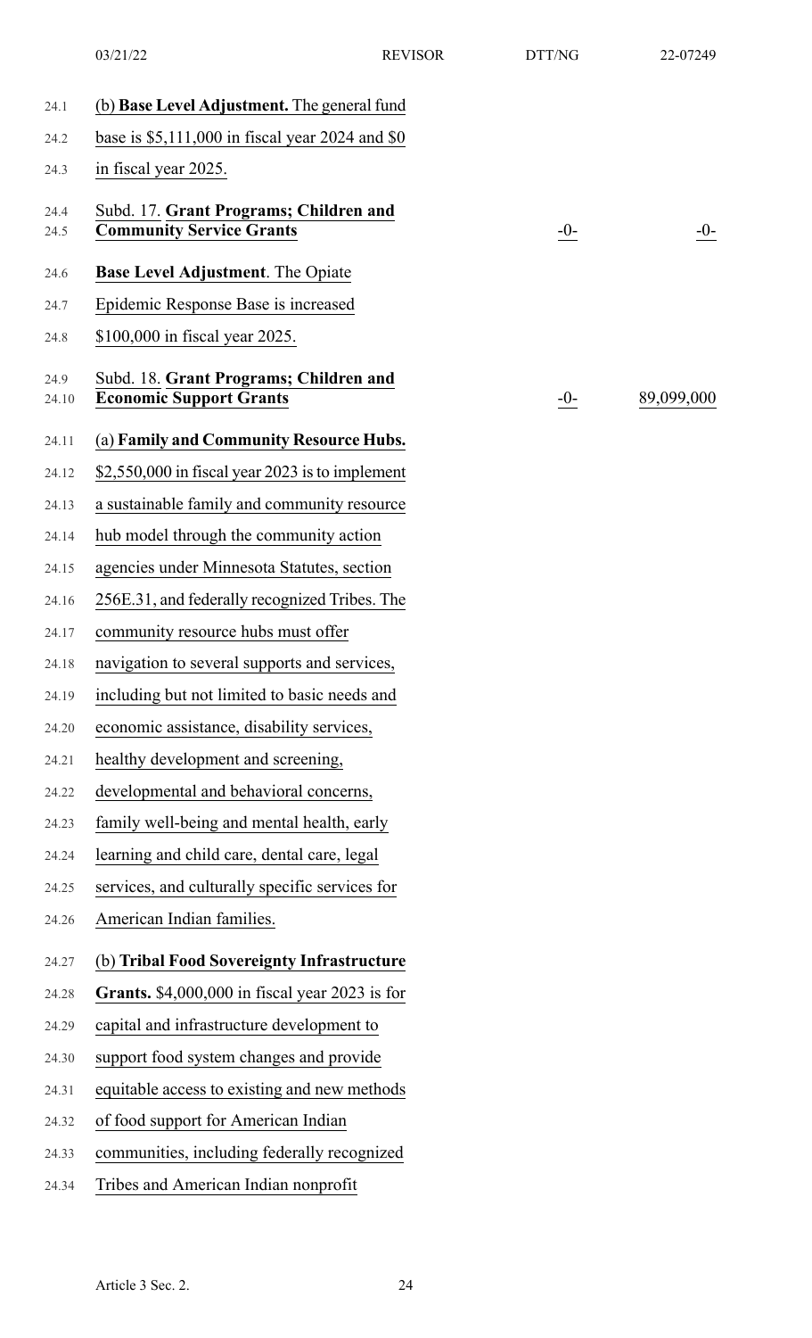(b) **Base Level Adjustment.** The general fund base is $5,111,000 in fiscal year 2024 and $0 in fiscal year 2025.

| | | |
|---|---|---|
| Subd. 17. **Grant Programs; Children and Community Service Grants** | -0- | -0- |

**Base Level Adjustment**. The Opiate Epidemic Response Base is increased $100,000 in fiscal year 2025.

| | | |
|---|---|---|
| Subd. 18. **Grant Programs; Children and Economic Support Grants** | -0- | 89,099,000 |

(a) **Family and Community Resource Hubs.** $2,550,000 in fiscal year 2023 is to implement a sustainable family and community resource hub model through the community action agencies under Minnesota Statutes, section 256E.31, and federally recognized Tribes. The community resource hubs must offer navigation to several supports and services, including but not limited to basic needs and economic assistance, disability services, healthy development and screening, developmental and behavioral concerns, family well-being and mental health, early learning and child care, dental care, legal services, and culturally specific services for American Indian families.

(b) **Tribal Food Sovereignty Infrastructure Grants.** $4,000,000 in fiscal year 2023 is for capital and infrastructure development to support food system changes and provide equitable access to existing and new methods of food support for American Indian communities, including federally recognized Tribes and American Indian nonprofit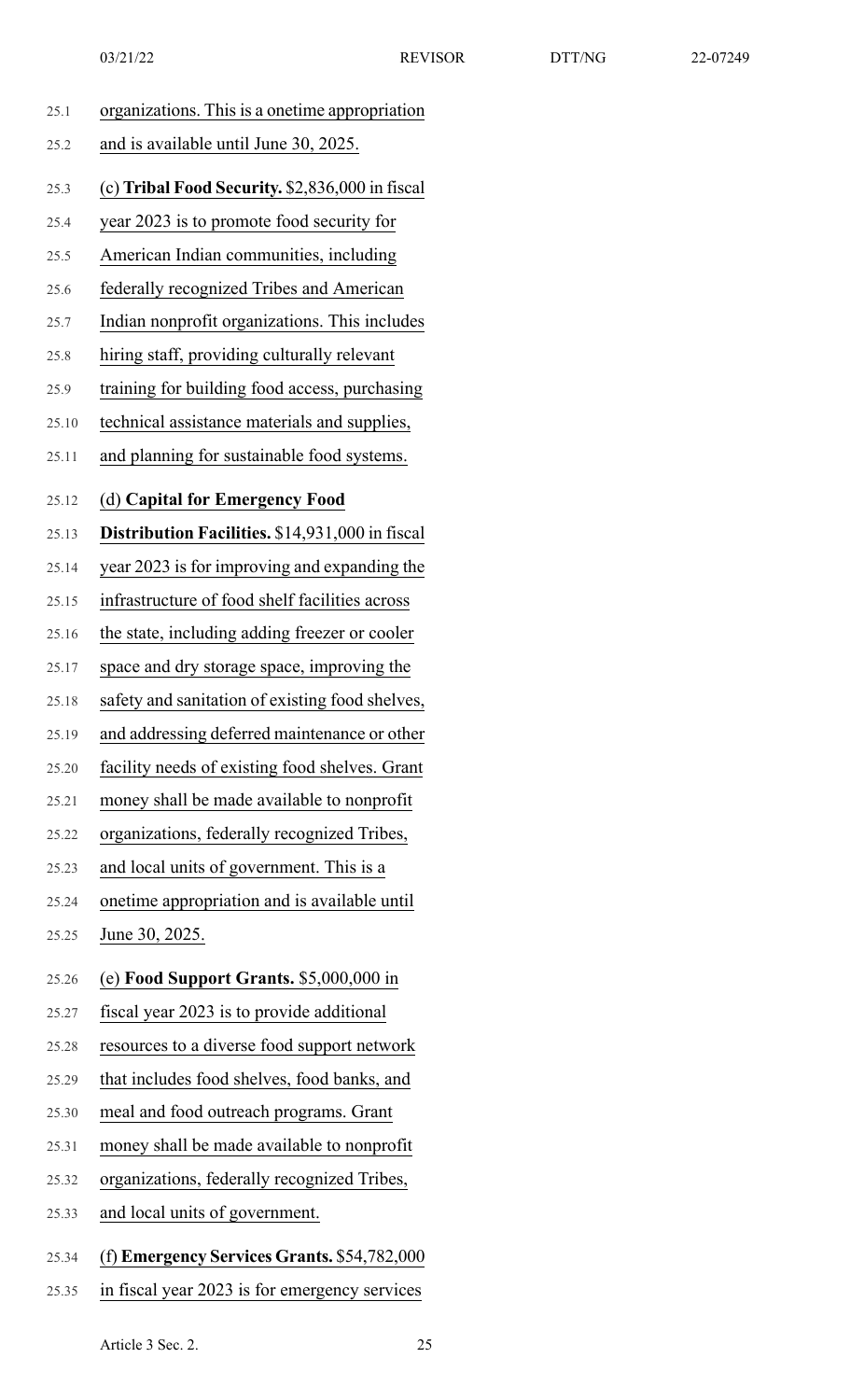organizations. This is a onetime appropriation and is available until June 30, 2025.

(c) **Tribal Food Security.** $2,836,000 in fiscal year 2023 is to promote food security for American Indian communities, including federally recognized Tribes and American Indian nonprofit organizations. This includes hiring staff, providing culturally relevant training for building food access, purchasing technical assistance materials and supplies, and planning for sustainable food systems.

(d) **Capital for Emergency Food Distribution Facilities.** $14,931,000 in fiscal year 2023 is for improving and expanding the infrastructure of food shelf facilities across the state, including adding freezer or cooler space and dry storage space, improving the safety and sanitation of existing food shelves, and addressing deferred maintenance or other facility needs of existing food shelves. Grant money shall be made available to nonprofit organizations, federally recognized Tribes, and local units of government. This is a onetime appropriation and is available until June 30, 2025.

(e) **Food Support Grants.** $5,000,000 in fiscal year 2023 is to provide additional resources to a diverse food support network that includes food shelves, food banks, and meal and food outreach programs. Grant money shall be made available to nonprofit organizations, federally recognized Tribes, and local units of government.

(f) **Emergency Services Grants.** $54,782,000 in fiscal year 2023 is for emergency services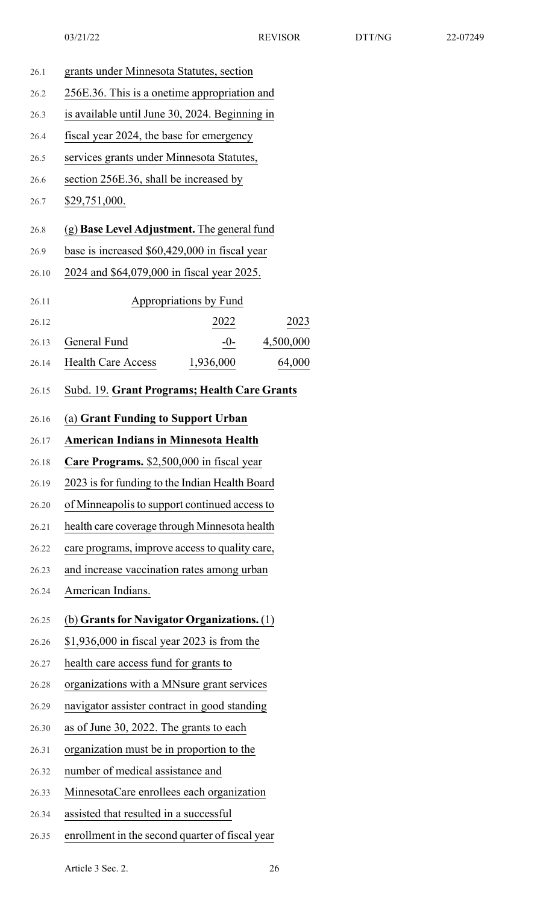grants under Minnesota Statutes, section 256E.36. This is a onetime appropriation and is available until June 30, 2024. Beginning in fiscal year 2024, the base for emergency services grants under Minnesota Statutes, section 256E.36, shall be increased by $29,751,000.

(g) **Base Level Adjustment.** The general fund base is increased $60,429,000 in fiscal year 2024 and $64,079,000 in fiscal year 2025.

| Appropriations by Fund | | |
|---|---|---|
| | 2022 | 2023 |
| General Fund | -0- | 4,500,000 |
| Health Care Access | 1,936,000 | 64,000 |

Subd. 19. **Grant Programs; Health Care Grants**

(a) **Grant Funding to Support Urban American Indians in Minnesota Health Care Programs.** $2,500,000 in fiscal year 2023 is for funding to the Indian Health Board of Minneapolis to support continued access to health care coverage through Minnesota health care programs, improve access to quality care, and increase vaccination rates among urban American Indians.

(b) **Grants for Navigator Organizations.** (1) $1,936,000 in fiscal year 2023 is from the health care access fund for grants to organizations with a MNsure grant services navigator assister contract in good standing as of June 30, 2022. The grants to each organization must be in proportion to the number of medical assistance and MinnesotaCare enrollees each organization assisted that resulted in a successful enrollment in the second quarter of fiscal year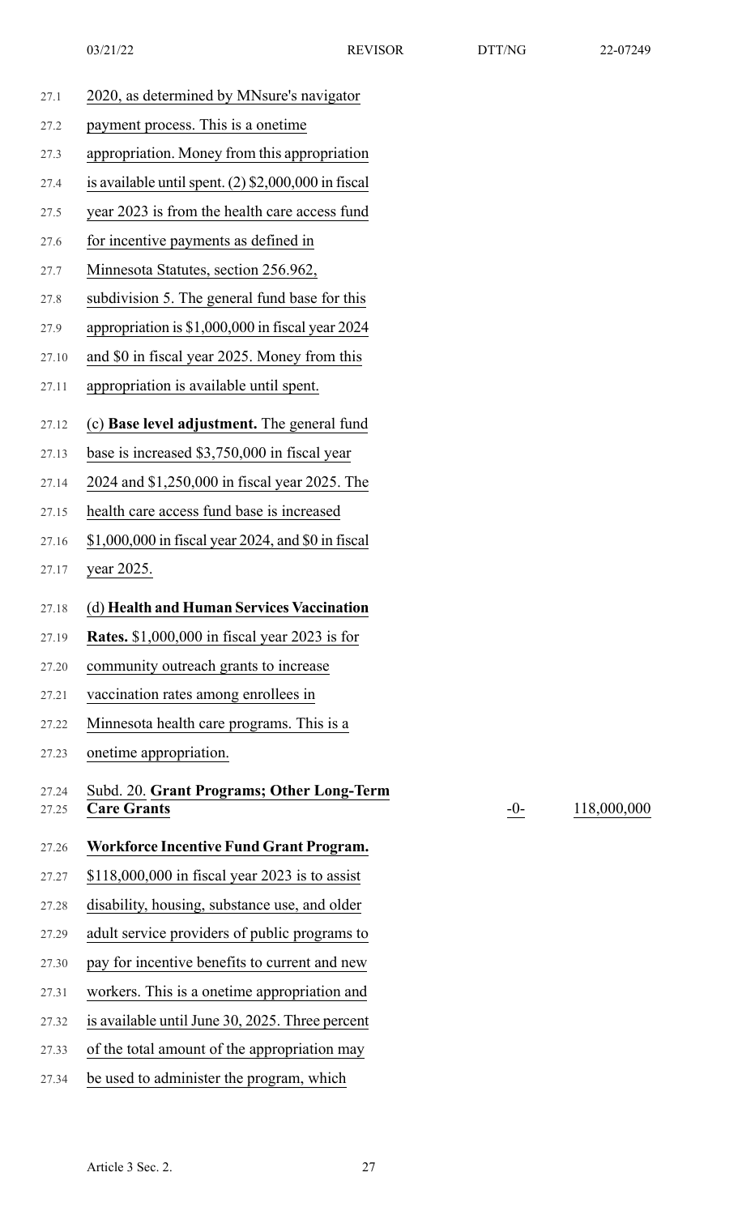2020, as determined by MNsure's navigator payment process. This is a onetime appropriation. Money from this appropriation is available until spent. (2) $2,000,000 in fiscal year 2023 is from the health care access fund for incentive payments as defined in Minnesota Statutes, section 256.962, subdivision 5. The general fund base for this appropriation is $1,000,000 in fiscal year 2024 and $0 in fiscal year 2025. Money from this appropriation is available until spent.

(c) **Base level adjustment.** The general fund base is increased $3,750,000 in fiscal year 2024 and $1,250,000 in fiscal year 2025. The health care access fund base is increased $1,000,000 in fiscal year 2024, and $0 in fiscal year 2025.

(d) **Health and Human Services Vaccination Rates.** $1,000,000 in fiscal year 2023 is for community outreach grants to increase vaccination rates among enrollees in Minnesota health care programs. This is a onetime appropriation.

| Subd. 20. **Grant Programs; Other Long-Term Care Grants** | -0- | 118,000,000 |
|---|---|---|

**Workforce Incentive Fund Grant Program.** $118,000,000 in fiscal year 2023 is to assist disability, housing, substance use, and older adult service providers of public programs to pay for incentive benefits to current and new workers. This is a onetime appropriation and is available until June 30, 2025. Three percent of the total amount of the appropriation may be used to administer the program, which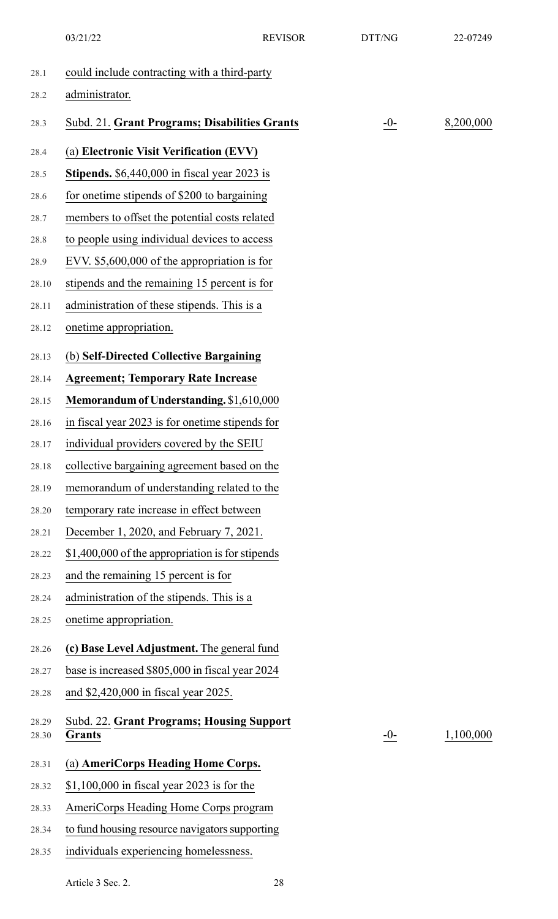could include contracting with a third-party administrator.

| | | |
|---|---|---|
| Subd. 21. **Grant Programs; Disabilities Grants** | -0- | 8,200,000 |

(a) **Electronic Visit Verification (EVV) Stipends.** $6,440,000 in fiscal year 2023 is for onetime stipends of $200 to bargaining members to offset the potential costs related to people using individual devices to access EVV. $5,600,000 of the appropriation is for stipends and the remaining 15 percent is for administration of these stipends. This is a onetime appropriation.

(b) **Self-Directed Collective Bargaining Agreement; Temporary Rate Increase Memorandum of Understanding.** $1,610,000 in fiscal year 2023 is for onetime stipends for individual providers covered by the SEIU collective bargaining agreement based on the memorandum of understanding related to the temporary rate increase in effect between December 1, 2020, and February 7, 2021. $1,400,000 of the appropriation is for stipends and the remaining 15 percent is for administration of the stipends. This is a onetime appropriation.

**(c) Base Level Adjustment.** The general fund base is increased $805,000 in fiscal year 2024 and $2,420,000 in fiscal year 2025.

| | | |
|---|---|---|
| Subd. 22. **Grant Programs; Housing Support Grants** | -0- | 1,100,000 |

(a) **AmeriCorps Heading Home Corps.** $1,100,000 in fiscal year 2023 is for the AmeriCorps Heading Home Corps program to fund housing resource navigators supporting individuals experiencing homelessness.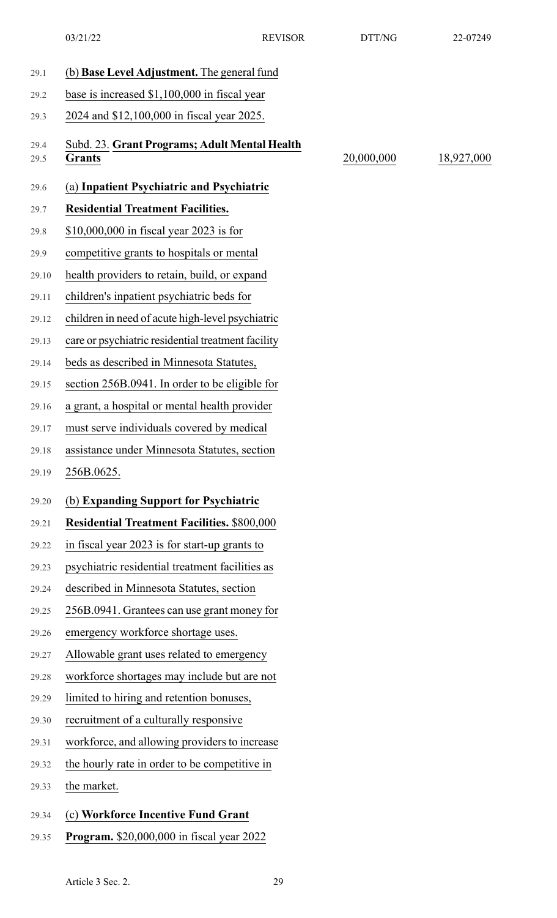(b) **Base Level Adjustment.** The general fund base is increased $1,100,000 in fiscal year 2024 and $12,100,000 in fiscal year 2025.

| | | |
|---|---|---|
| Subd. 23. **Grant Programs; Adult Mental Health Grants** | 20,000,000 | 18,927,000 |

(a) **Inpatient Psychiatric and Psychiatric Residential Treatment Facilities.** $10,000,000 in fiscal year 2023 is for competitive grants to hospitals or mental health providers to retain, build, or expand children's inpatient psychiatric beds for children in need of acute high-level psychiatric care or psychiatric residential treatment facility beds as described in Minnesota Statutes, section 256B.0941. In order to be eligible for a grant, a hospital or mental health provider must serve individuals covered by medical assistance under Minnesota Statutes, section 256B.0625.

(b) **Expanding Support for Psychiatric Residential Treatment Facilities.** $800,000 in fiscal year 2023 is for start-up grants to psychiatric residential treatment facilities as described in Minnesota Statutes, section 256B.0941. Grantees can use grant money for emergency workforce shortage uses. Allowable grant uses related to emergency workforce shortages may include but are not limited to hiring and retention bonuses, recruitment of a culturally responsive workforce, and allowing providers to increase the hourly rate in order to be competitive in the market.

(c) **Workforce Incentive Fund Grant Program.** $20,000,000 in fiscal year 2022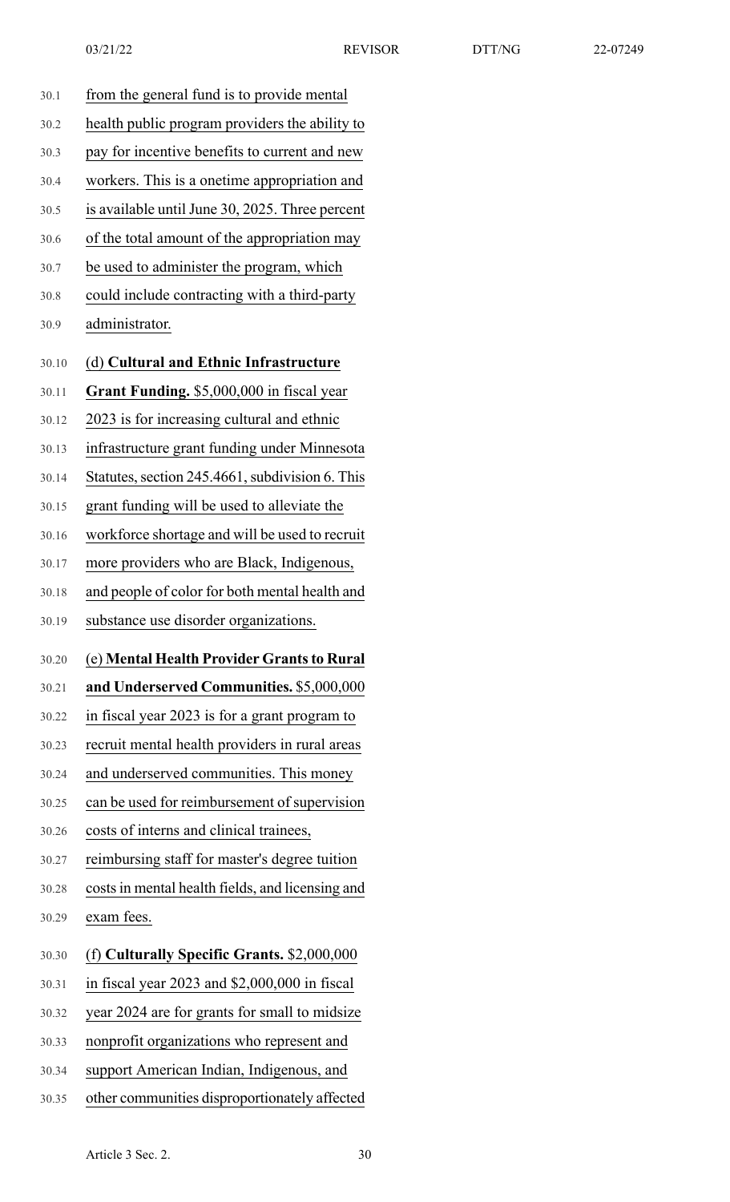from the general fund is to provide mental health public program providers the ability to pay for incentive benefits to current and new workers. This is a onetime appropriation and is available until June 30, 2025. Three percent of the total amount of the appropriation may be used to administer the program, which could include contracting with a third-party administrator.

(d) **Cultural and Ethnic Infrastructure Grant Funding.** $5,000,000 in fiscal year 2023 is for increasing cultural and ethnic infrastructure grant funding under Minnesota Statutes, section 245.4661, subdivision 6. This grant funding will be used to alleviate the workforce shortage and will be used to recruit more providers who are Black, Indigenous, and people of color for both mental health and substance use disorder organizations.

(e) **Mental Health Provider Grants to Rural and Underserved Communities.** $5,000,000 in fiscal year 2023 is for a grant program to recruit mental health providers in rural areas and underserved communities. This money can be used for reimbursement of supervision costs of interns and clinical trainees, reimbursing staff for master's degree tuition costs in mental health fields, and licensing and exam fees.

(f) **Culturally Specific Grants.** $2,000,000 in fiscal year 2023 and $2,000,000 in fiscal year 2024 are for grants for small to midsize nonprofit organizations who represent and support American Indian, Indigenous, and other communities disproportionately affected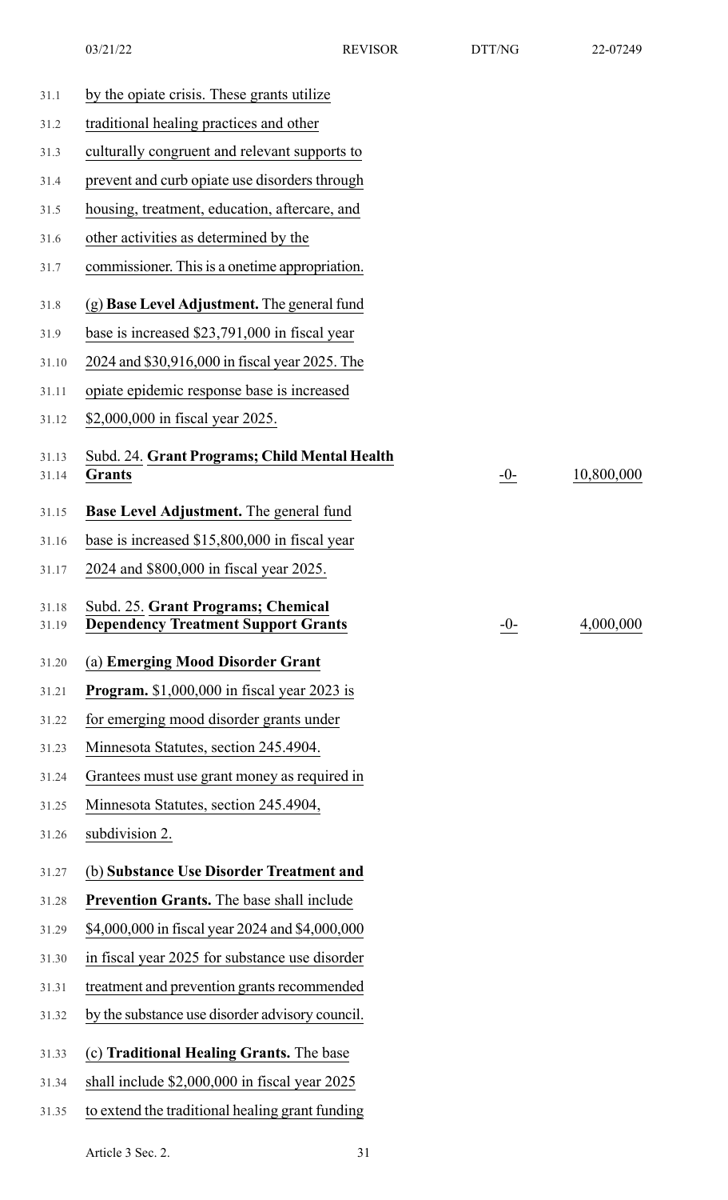by the opiate crisis. These grants utilize traditional healing practices and other culturally congruent and relevant supports to prevent and curb opiate use disorders through housing, treatment, education, aftercare, and other activities as determined by the commissioner. This is a onetime appropriation.

(g) **Base Level Adjustment.** The general fund base is increased $23,791,000 in fiscal year 2024 and $30,916,000 in fiscal year 2025. The opiate epidemic response base is increased $2,000,000 in fiscal year 2025.

| | | |
|---|---|---|
| Subd. 24. **Grant Programs; Child Mental Health Grants** | -0- | 10,800,000 |

**Base Level Adjustment.** The general fund base is increased $15,800,000 in fiscal year 2024 and $800,000 in fiscal year 2025.

| | | |
|---|---|---|
| Subd. 25. **Grant Programs; Chemical Dependency Treatment Support Grants** | -0- | 4,000,000 |

(a) **Emerging Mood Disorder Grant Program.** $1,000,000 in fiscal year 2023 is for emerging mood disorder grants under Minnesota Statutes, section 245.4904. Grantees must use grant money as required in Minnesota Statutes, section 245.4904, subdivision 2.

(b) **Substance Use Disorder Treatment and Prevention Grants.** The base shall include $4,000,000 in fiscal year 2024 and $4,000,000 in fiscal year 2025 for substance use disorder treatment and prevention grants recommended by the substance use disorder advisory council.

(c) **Traditional Healing Grants.** The base shall include $2,000,000 in fiscal year 2025 to extend the traditional healing grant funding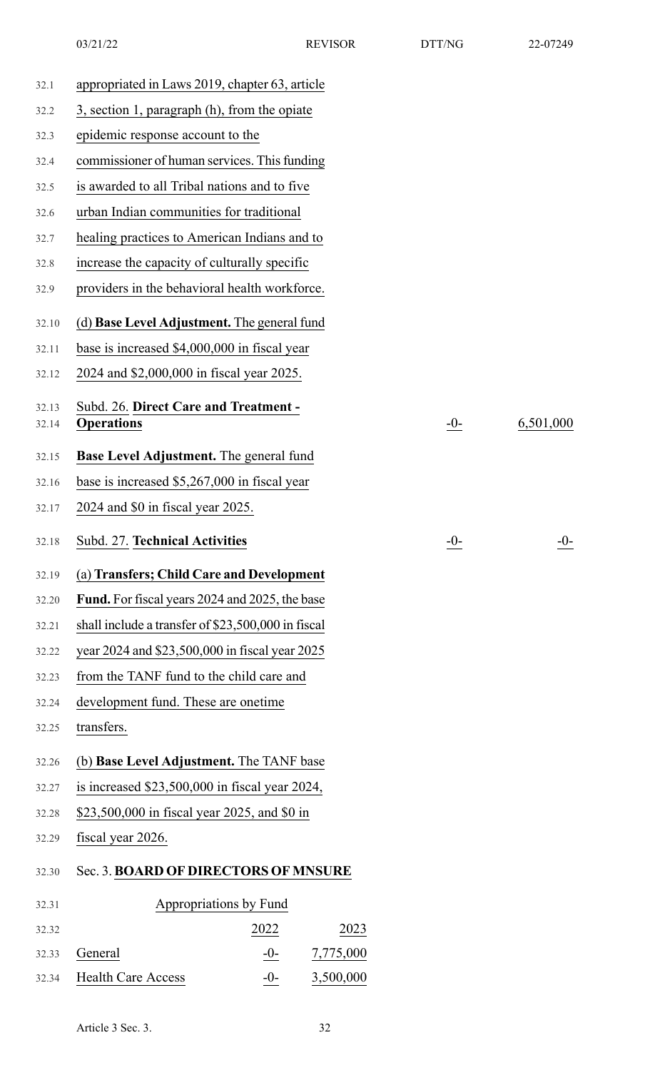appropriated in Laws 2019, chapter 63, article 3, section 1, paragraph (h), from the opiate epidemic response account to the commissioner of human services. This funding is awarded to all Tribal nations and to five urban Indian communities for traditional healing practices to American Indians and to increase the capacity of culturally specific providers in the behavioral health workforce.

(d) **Base Level Adjustment.** The general fund base is increased $4,000,000 in fiscal year 2024 and $2,000,000 in fiscal year 2025.

| | | |
|---|---|---|
| Subd. 26. **Direct Care and Treatment - Operations** | -0- | 6,501,000 |

**Base Level Adjustment.** The general fund base is increased $5,267,000 in fiscal year 2024 and $0 in fiscal year 2025.

| | | |
|---|---|---|
| Subd. 27. **Technical Activities** | -0- | -0- |

(a) **Transfers; Child Care and Development Fund.** For fiscal years 2024 and 2025, the base shall include a transfer of $23,500,000 in fiscal year 2024 and $23,500,000 in fiscal year 2025 from the TANF fund to the child care and development fund. These are onetime transfers.

(b) **Base Level Adjustment.** The TANF base is increased $23,500,000 in fiscal year 2024, $23,500,000 in fiscal year 2025, and $0 in fiscal year 2026.

Sec. 3. **BOARD OF DIRECTORS OF MNSURE**

| Appropriations by Fund | | |
|---|---|---|
| | 2022 | 2023 |
| General | -0- | 7,775,000 |
| Health Care Access | -0- | 3,500,000 |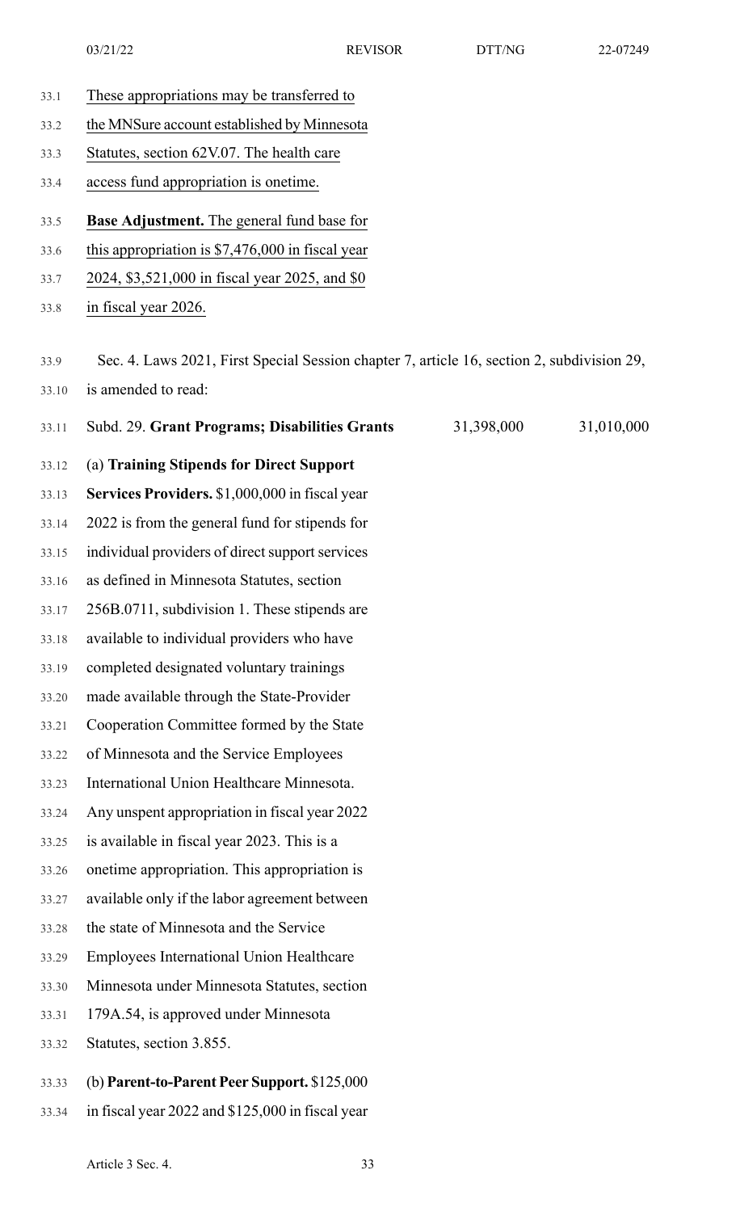These appropriations may be transferred to the MNSure account established by Minnesota Statutes, section 62V.07. The health care access fund appropriation is onetime.

**Base Adjustment.** The general fund base for this appropriation is $7,476,000 in fiscal year 2024, $3,521,000 in fiscal year 2025, and $0 in fiscal year 2026.

Sec. 4. Laws 2021, First Special Session chapter 7, article 16, section 2, subdivision 29, is amended to read:

| Subd. 29. **Grant Programs; Disabilities Grants** | 31,398,000 | 31,010,000 |
|---|---|---|

(a) **Training Stipends for Direct Support Services Providers.** $1,000,000 in fiscal year 2022 is from the general fund for stipends for individual providers of direct support services as defined in Minnesota Statutes, section 256B.0711, subdivision 1. These stipends are available to individual providers who have completed designated voluntary trainings made available through the State-Provider Cooperation Committee formed by the State of Minnesota and the Service Employees International Union Healthcare Minnesota. Any unspent appropriation in fiscal year 2022 is available in fiscal year 2023. This is a onetime appropriation. This appropriation is available only if the labor agreement between the state of Minnesota and the Service Employees International Union Healthcare Minnesota under Minnesota Statutes, section 179A.54, is approved under Minnesota Statutes, section 3.855.

(b) **Parent-to-Parent Peer Support.** $125,000 in fiscal year 2022 and $125,000 in fiscal year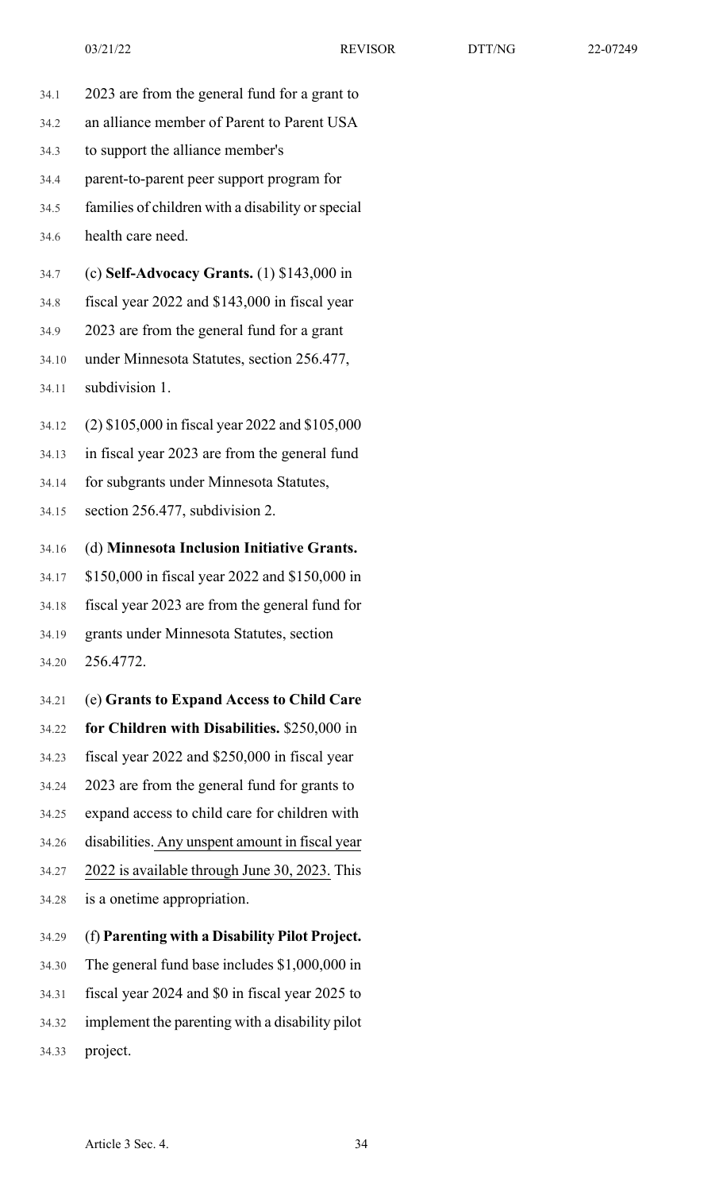2023 are from the general fund for a grant to an alliance member of Parent to Parent USA to support the alliance member's parent-to-parent peer support program for families of children with a disability or special health care need.

(c) **Self-Advocacy Grants.** (1) $143,000 in fiscal year 2022 and $143,000 in fiscal year 2023 are from the general fund for a grant under Minnesota Statutes, section 256.477, subdivision 1.

(2) $105,000 in fiscal year 2022 and $105,000 in fiscal year 2023 are from the general fund for subgrants under Minnesota Statutes, section 256.477, subdivision 2.

(d) **Minnesota Inclusion Initiative Grants.** $150,000 in fiscal year 2022 and $150,000 in fiscal year 2023 are from the general fund for grants under Minnesota Statutes, section 256.4772.

(e) **Grants to Expand Access to Child Care for Children with Disabilities.** $250,000 in fiscal year 2022 and $250,000 in fiscal year 2023 are from the general fund for grants to expand access to child care for children with disabilities. Any unspent amount in fiscal year 2022 is available through June 30, 2023. This is a onetime appropriation.

(f) **Parenting with a Disability Pilot Project.** The general fund base includes $1,000,000 in fiscal year 2024 and $0 in fiscal year 2025 to implement the parenting with a disability pilot project.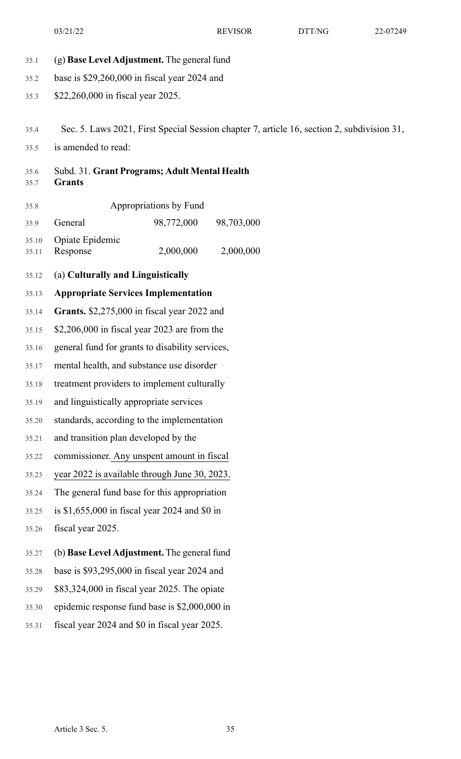(g) **Base Level Adjustment.** The general fund base is $29,260,000 in fiscal year 2024 and $22,260,000 in fiscal year 2025.

Sec. 5. Laws 2021, First Special Session chapter 7, article 16, section 2, subdivision 31, is amended to read:

Subd. 31. **Grant Programs; Adult Mental Health Grants**

| Appropriations by Fund | | |
|---|---|---|
| General | 98,772,000 | 98,703,000 |
| Opiate Epidemic Response | 2,000,000 | 2,000,000 |

(a) **Culturally and Linguistically Appropriate Services Implementation Grants.** $2,275,000 in fiscal year 2022 and $2,206,000 in fiscal year 2023 are from the general fund for grants to disability services, mental health, and substance use disorder treatment providers to implement culturally and linguistically appropriate services standards, according to the implementation and transition plan developed by the commissioner. Any unspent amount in fiscal year 2022 is available through June 30, 2023. The general fund base for this appropriation is $1,655,000 in fiscal year 2024 and $0 in fiscal year 2025.

(b) **Base Level Adjustment.** The general fund base is $93,295,000 in fiscal year 2024 and $83,324,000 in fiscal year 2025. The opiate epidemic response fund base is $2,000,000 in fiscal year 2024 and $0 in fiscal year 2025.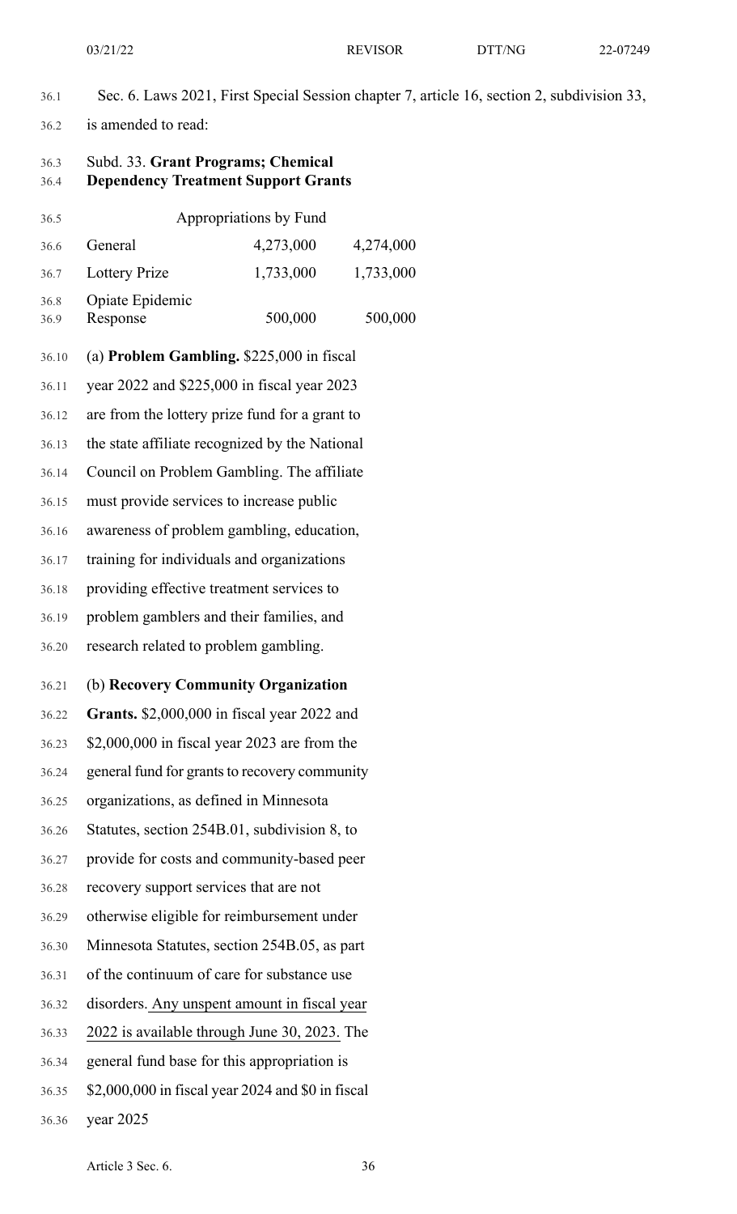Sec. 6. Laws 2021, First Special Session chapter 7, article 16, section 2, subdivision 33, is amended to read:

Subd. 33. **Grant Programs; Chemical Dependency Treatment Support Grants**

| Appropriations by Fund | | |
|---|---|---|
| General | 4,273,000 | 4,274,000 |
| Lottery Prize | 1,733,000 | 1,733,000 |
| Opiate Epidemic Response | 500,000 | 500,000 |

(a) **Problem Gambling.** $225,000 in fiscal year 2022 and $225,000 in fiscal year 2023 are from the lottery prize fund for a grant to the state affiliate recognized by the National Council on Problem Gambling. The affiliate must provide services to increase public awareness of problem gambling, education, training for individuals and organizations providing effective treatment services to problem gamblers and their families, and research related to problem gambling.

(b) **Recovery Community Organization Grants.** $2,000,000 in fiscal year 2022 and $2,000,000 in fiscal year 2023 are from the general fund for grants to recovery community organizations, as defined in Minnesota Statutes, section 254B.01, subdivision 8, to provide for costs and community-based peer recovery support services that are not otherwise eligible for reimbursement under Minnesota Statutes, section 254B.05, as part of the continuum of care for substance use disorders. <u>Any unspent amount in fiscal year 2022 is available through June 30, 2023.</u> The general fund base for this appropriation is $2,000,000 in fiscal year 2024 and $0 in fiscal year 2025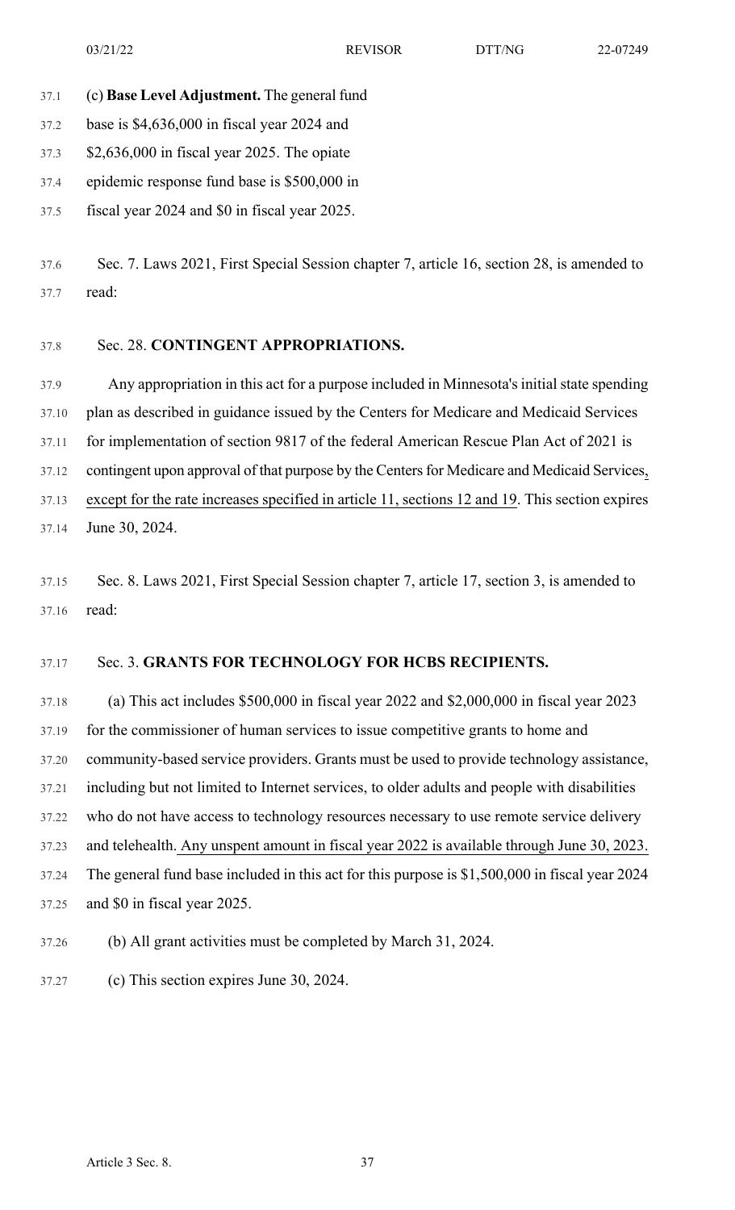(c) **Base Level Adjustment.** The general fund base is $4,636,000 in fiscal year 2024 and $2,636,000 in fiscal year 2025. The opiate epidemic response fund base is $500,000 in fiscal year 2024 and $0 in fiscal year 2025.

Sec. 7. Laws 2021, First Special Session chapter 7, article 16, section 28, is amended to read:

Sec. 28. **CONTINGENT APPROPRIATIONS.**

Any appropriation in this act for a purpose included in Minnesota's initial state spending plan as described in guidance issued by the Centers for Medicare and Medicaid Services for implementation of section 9817 of the federal American Rescue Plan Act of 2021 is contingent upon approval of that purpose by the Centers for Medicare and Medicaid Services<u>, except for the rate increases specified in article 11, sections 12 and 19</u>. This section expires June 30, 2024.

Sec. 8. Laws 2021, First Special Session chapter 7, article 17, section 3, is amended to read:

Sec. 3. **GRANTS FOR TECHNOLOGY FOR HCBS RECIPIENTS.**

(a) This act includes $500,000 in fiscal year 2022 and $2,000,000 in fiscal year 2023 for the commissioner of human services to issue competitive grants to home and community-based service providers. Grants must be used to provide technology assistance, including but not limited to Internet services, to older adults and people with disabilities who do not have access to technology resources necessary to use remote service delivery and telehealth.<u> Any unspent amount in fiscal year 2022 is available through June 30, 2023.</u> The general fund base included in this act for this purpose is $1,500,000 in fiscal year 2024 and $0 in fiscal year 2025.

(b) All grant activities must be completed by March 31, 2024.

(c) This section expires June 30, 2024.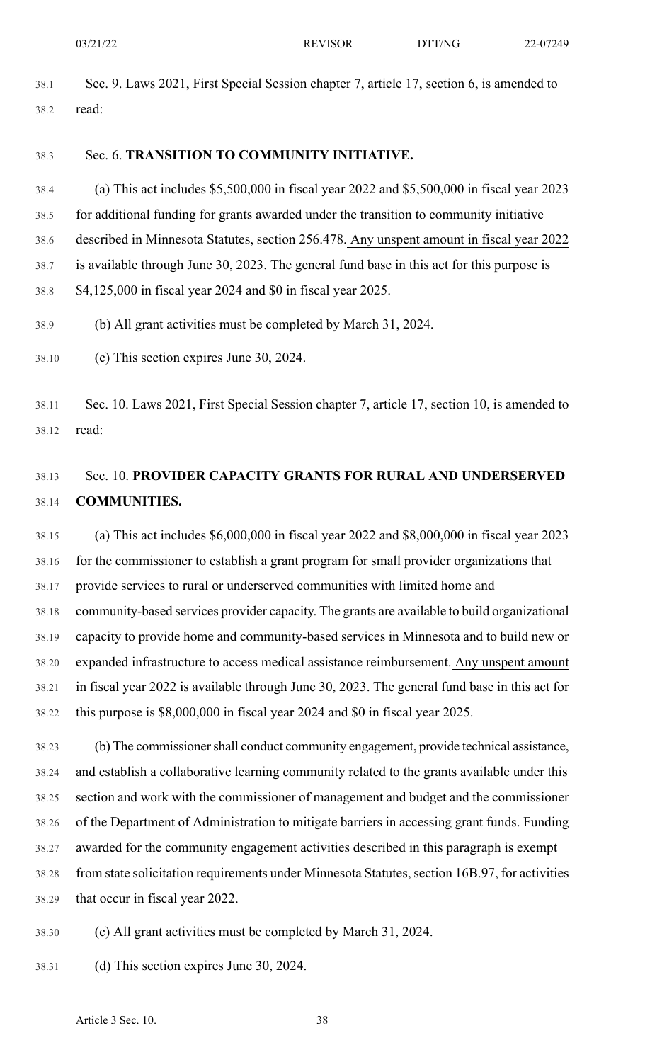Sec. 9. Laws 2021, First Special Session chapter 7, article 17, section 6, is amended to read:

Sec. 6. **TRANSITION TO COMMUNITY INITIATIVE.**

(a) This act includes $5,500,000 in fiscal year 2022 and $5,500,000 in fiscal year 2023 for additional funding for grants awarded under the transition to community initiative described in Minnesota Statutes, section 256.478. Any unspent amount in fiscal year 2022 is available through June 30, 2023. The general fund base in this act for this purpose is $4,125,000 in fiscal year 2024 and $0 in fiscal year 2025.

(b) All grant activities must be completed by March 31, 2024.

(c) This section expires June 30, 2024.

Sec. 10. Laws 2021, First Special Session chapter 7, article 17, section 10, is amended to read:

Sec. 10. **PROVIDER CAPACITY GRANTS FOR RURAL AND UNDERSERVED COMMUNITIES.**

(a) This act includes $6,000,000 in fiscal year 2022 and $8,000,000 in fiscal year 2023 for the commissioner to establish a grant program for small provider organizations that provide services to rural or underserved communities with limited home and community-based services provider capacity. The grants are available to build organizational capacity to provide home and community-based services in Minnesota and to build new or expanded infrastructure to access medical assistance reimbursement. Any unspent amount in fiscal year 2022 is available through June 30, 2023. The general fund base in this act for this purpose is $8,000,000 in fiscal year 2024 and $0 in fiscal year 2025.

(b) The commissioner shall conduct community engagement, provide technical assistance, and establish a collaborative learning community related to the grants available under this section and work with the commissioner of management and budget and the commissioner of the Department of Administration to mitigate barriers in accessing grant funds. Funding awarded for the community engagement activities described in this paragraph is exempt from state solicitation requirements under Minnesota Statutes, section 16B.97, for activities that occur in fiscal year 2022.

(c) All grant activities must be completed by March 31, 2024.

(d) This section expires June 30, 2024.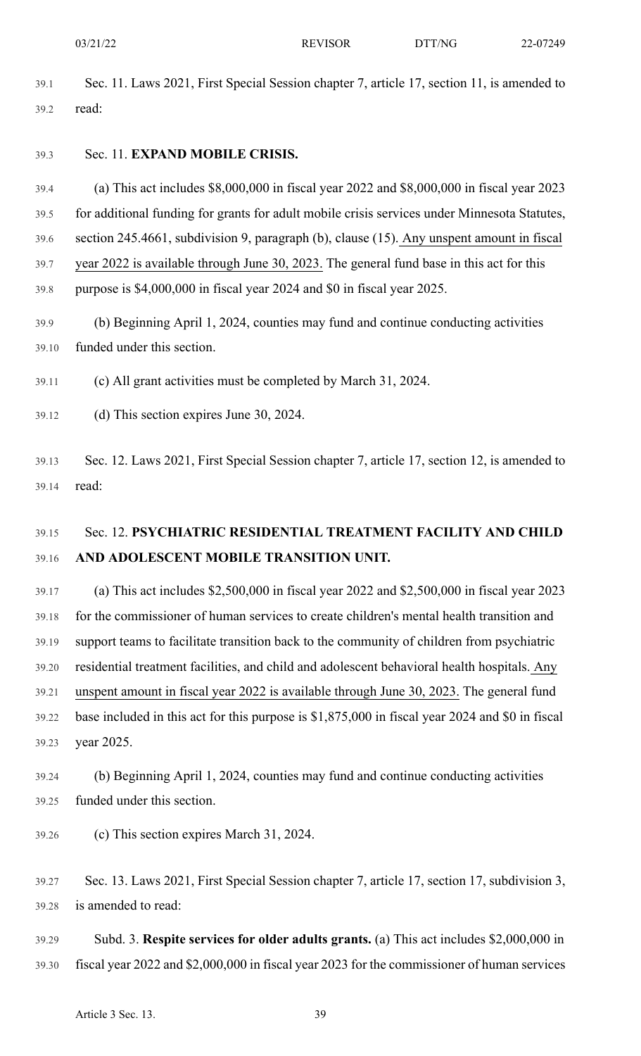Sec. 11. Laws 2021, First Special Session chapter 7, article 17, section 11, is amended to read:

Sec. 11. **EXPAND MOBILE CRISIS.**

(a) This act includes $8,000,000 in fiscal year 2022 and $8,000,000 in fiscal year 2023 for additional funding for grants for adult mobile crisis services under Minnesota Statutes, section 245.4661, subdivision 9, paragraph (b), clause (15). Any unspent amount in fiscal year 2022 is available through June 30, 2023. The general fund base in this act for this purpose is $4,000,000 in fiscal year 2024 and $0 in fiscal year 2025.

(b) Beginning April 1, 2024, counties may fund and continue conducting activities funded under this section.

(c) All grant activities must be completed by March 31, 2024.

(d) This section expires June 30, 2024.

Sec. 12. Laws 2021, First Special Session chapter 7, article 17, section 12, is amended to read:

Sec. 12. **PSYCHIATRIC RESIDENTIAL TREATMENT FACILITY AND CHILD AND ADOLESCENT MOBILE TRANSITION UNIT.**

(a) This act includes $2,500,000 in fiscal year 2022 and $2,500,000 in fiscal year 2023 for the commissioner of human services to create children's mental health transition and support teams to facilitate transition back to the community of children from psychiatric residential treatment facilities, and child and adolescent behavioral health hospitals. Any unspent amount in fiscal year 2022 is available through June 30, 2023. The general fund base included in this act for this purpose is $1,875,000 in fiscal year 2024 and $0 in fiscal year 2025.

(b) Beginning April 1, 2024, counties may fund and continue conducting activities funded under this section.

(c) This section expires March 31, 2024.

Sec. 13. Laws 2021, First Special Session chapter 7, article 17, section 17, subdivision 3, is amended to read:

Subd. 3. **Respite services for older adults grants.** (a) This act includes $2,000,000 in fiscal year 2022 and $2,000,000 in fiscal year 2023 for the commissioner of human services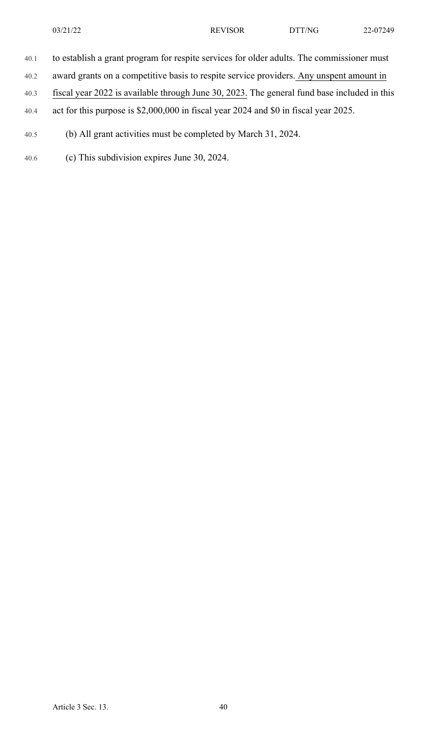to establish a grant program for respite services for older adults. The commissioner must award grants on a competitive basis to respite service providers. Any unspent amount in fiscal year 2022 is available through June 30, 2023. The general fund base included in this act for this purpose is $2,000,000 in fiscal year 2024 and $0 in fiscal year 2025.

(b) All grant activities must be completed by March 31, 2024.

(c) This subdivision expires June 30, 2024.